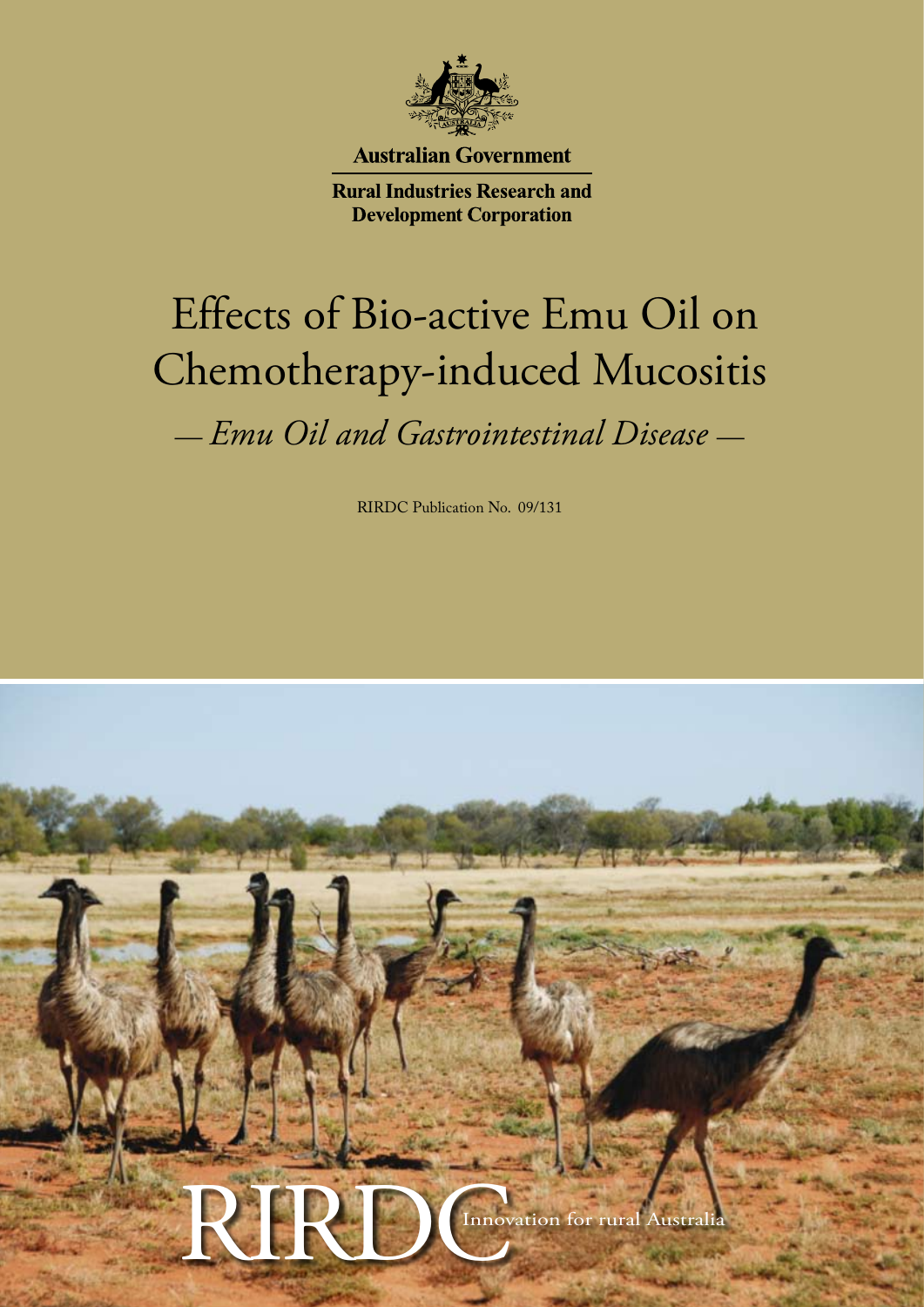Australian Government

Rural Industries Research and Development Corporation

# Effects of Bio-active Emu Oil on Chemotherapy-induced Mucositis

## *— Emu Oil and Gastrointestinal Disease —*

RIRDC Publication No. 09/131

RIRDC Innovation for rural Australia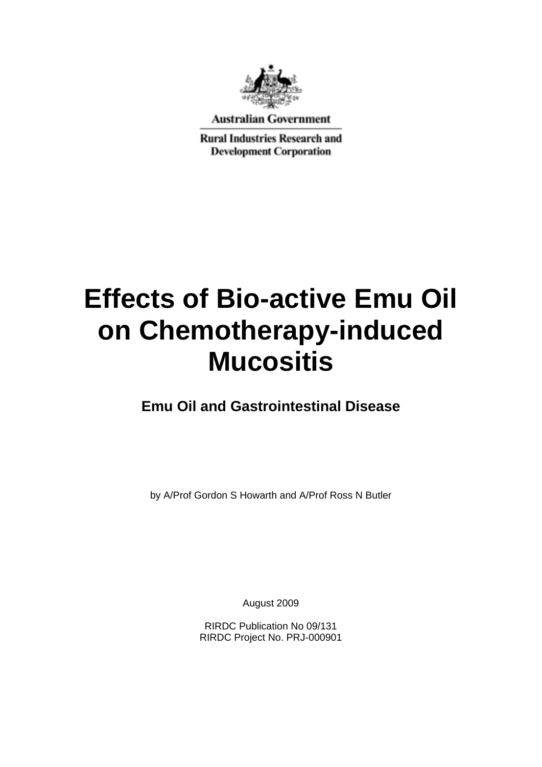Australian Government

Rural Industries Research and Development Corporation

# Effects of Bio-active Emu Oil on Chemotherapy-induced Mucositis

## Emu Oil and Gastrointestinal Disease

by A/Prof Gordon S Howarth and A/Prof Ross N Butler

August 2009

RIRDC Publication No 09/131
RIRDC Project No. PRJ-000901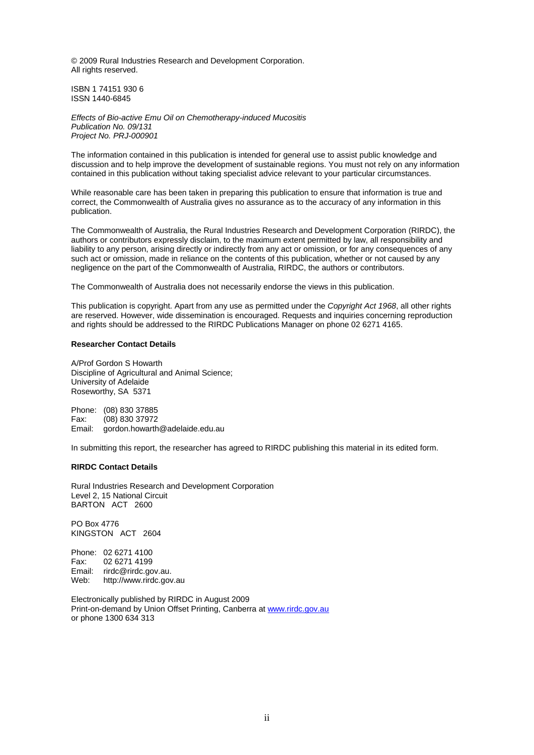© 2009 Rural Industries Research and Development Corporation.
All rights reserved.

ISBN 1 74151 930 6
ISSN 1440-6845

*Effects of Bio-active Emu Oil on Chemotherapy-induced Mucositis*
*Publication No. 09/131*
*Project No. PRJ-000901*

The information contained in this publication is intended for general use to assist public knowledge and discussion and to help improve the development of sustainable regions. You must not rely on any information contained in this publication without taking specialist advice relevant to your particular circumstances.

While reasonable care has been taken in preparing this publication to ensure that information is true and correct, the Commonwealth of Australia gives no assurance as to the accuracy of any information in this publication.

The Commonwealth of Australia, the Rural Industries Research and Development Corporation (RIRDC), the authors or contributors expressly disclaim, to the maximum extent permitted by law, all responsibility and liability to any person, arising directly or indirectly from any act or omission, or for any consequences of any such act or omission, made in reliance on the contents of this publication, whether or not caused by any negligence on the part of the Commonwealth of Australia, RIRDC, the authors or contributors.

The Commonwealth of Australia does not necessarily endorse the views in this publication.

This publication is copyright. Apart from any use as permitted under the *Copyright Act 1968*, all other rights are reserved. However, wide dissemination is encouraged. Requests and inquiries concerning reproduction and rights should be addressed to the RIRDC Publications Manager on phone 02 6271 4165.

**Researcher Contact Details**

A/Prof Gordon S Howarth
Discipline of Agricultural and Animal Science;
University of Adelaide
Roseworthy, SA 5371

Phone: (08) 830 37885
Fax: (08) 830 37972
Email: gordon.howarth@adelaide.edu.au

In submitting this report, the researcher has agreed to RIRDC publishing this material in its edited form.

**RIRDC Contact Details**

Rural Industries Research and Development Corporation
Level 2, 15 National Circuit
BARTON ACT 2600

PO Box 4776
KINGSTON ACT 2604

Phone: 02 6271 4100
Fax: 02 6271 4199
Email: rirdc@rirdc.gov.au.
Web: http://www.rirdc.gov.au

Electronically published by RIRDC in August 2009
Print-on-demand by Union Offset Printing, Canberra at www.rirdc.gov.au
or phone 1300 634 313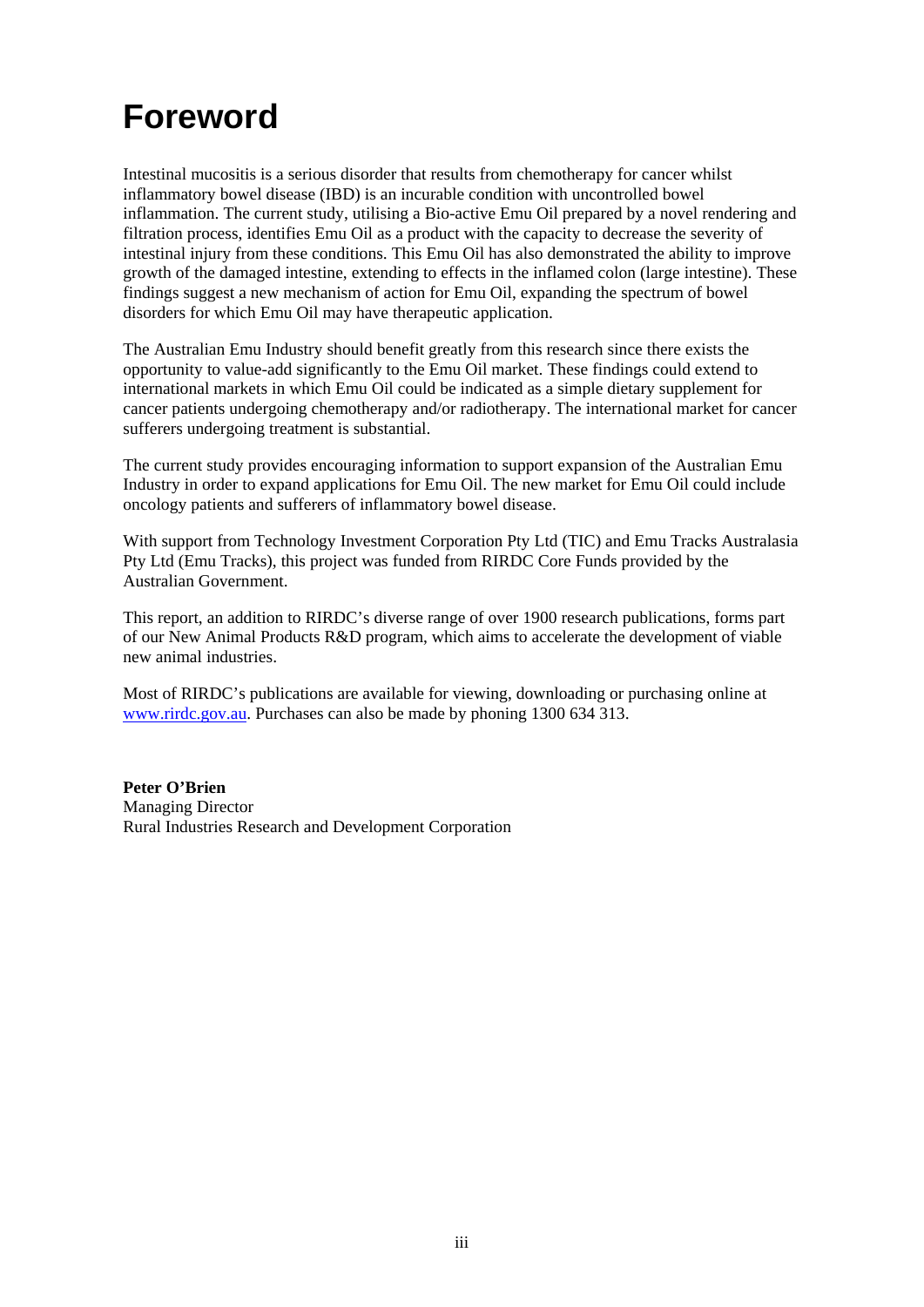# Foreword

Intestinal mucositis is a serious disorder that results from chemotherapy for cancer whilst inflammatory bowel disease (IBD) is an incurable condition with uncontrolled bowel inflammation. The current study, utilising a Bio-active Emu Oil prepared by a novel rendering and filtration process, identifies Emu Oil as a product with the capacity to decrease the severity of intestinal injury from these conditions. This Emu Oil has also demonstrated the ability to improve growth of the damaged intestine, extending to effects in the inflamed colon (large intestine). These findings suggest a new mechanism of action for Emu Oil, expanding the spectrum of bowel disorders for which Emu Oil may have therapeutic application.

The Australian Emu Industry should benefit greatly from this research since there exists the opportunity to value-add significantly to the Emu Oil market. These findings could extend to international markets in which Emu Oil could be indicated as a simple dietary supplement for cancer patients undergoing chemotherapy and/or radiotherapy. The international market for cancer sufferers undergoing treatment is substantial.

The current study provides encouraging information to support expansion of the Australian Emu Industry in order to expand applications for Emu Oil. The new market for Emu Oil could include oncology patients and sufferers of inflammatory bowel disease.

With support from Technology Investment Corporation Pty Ltd (TIC) and Emu Tracks Australasia Pty Ltd (Emu Tracks), this project was funded from RIRDC Core Funds provided by the Australian Government.

This report, an addition to RIRDC's diverse range of over 1900 research publications, forms part of our New Animal Products R&D program, which aims to accelerate the development of viable new animal industries.

Most of RIRDC's publications are available for viewing, downloading or purchasing online at www.rirdc.gov.au. Purchases can also be made by phoning 1300 634 313.

**Peter O'Brien**
Managing Director
Rural Industries Research and Development Corporation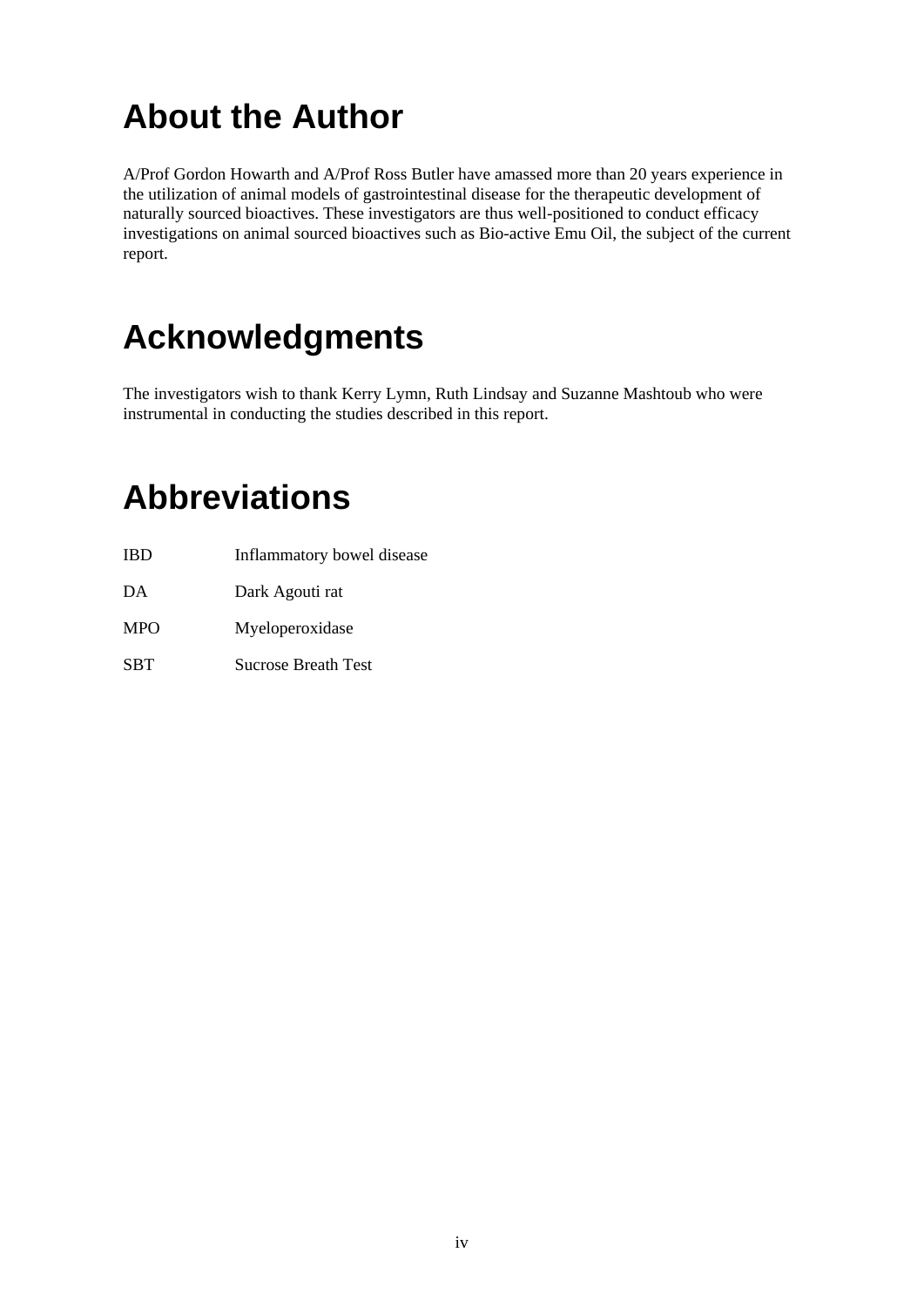# About the Author

A/Prof Gordon Howarth and A/Prof Ross Butler have amassed more than 20 years experience in the utilization of animal models of gastrointestinal disease for the therapeutic development of naturally sourced bioactives. These investigators are thus well-positioned to conduct efficacy investigations on animal sourced bioactives such as Bio-active Emu Oil, the subject of the current report.

# Acknowledgments

The investigators wish to thank Kerry Lymn, Ruth Lindsay and Suzanne Mashtoub who were instrumental in conducting the studies described in this report.

# Abbreviations

| | |
|---|---|
| IBD | Inflammatory bowel disease |
| DA | Dark Agouti rat |
| MPO | Myeloperoxidase |
| SBT | Sucrose Breath Test |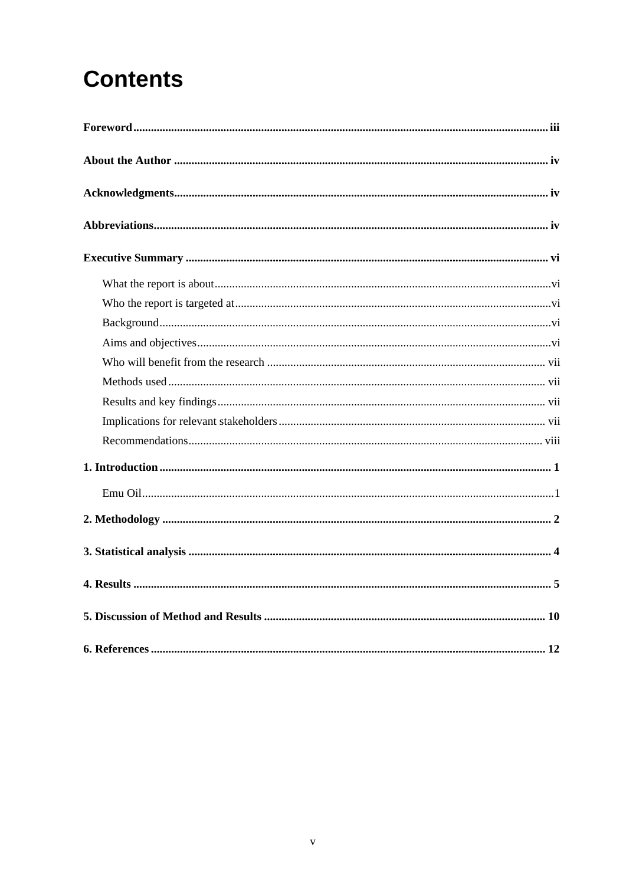# Contents

**Foreword** ..... iii

**About the Author** ..... iv

**Acknowledgments** ..... iv

**Abbreviations** ..... iv

**Executive Summary** ..... vi

- What the report is about ..... vi
- Who the report is targeted at ..... vi
- Background ..... vi
- Aims and objectives ..... vi
- Who will benefit from the research ..... vii
- Methods used ..... vii
- Results and key findings ..... vii
- Implications for relevant stakeholders ..... vii
- Recommendations ..... viii

**1. Introduction** ..... 1

- Emu Oil ..... 1

**2. Methodology** ..... 2

**3. Statistical analysis** ..... 4

**4. Results** ..... 5

**5. Discussion of Method and Results** ..... 10

**6. References** ..... 12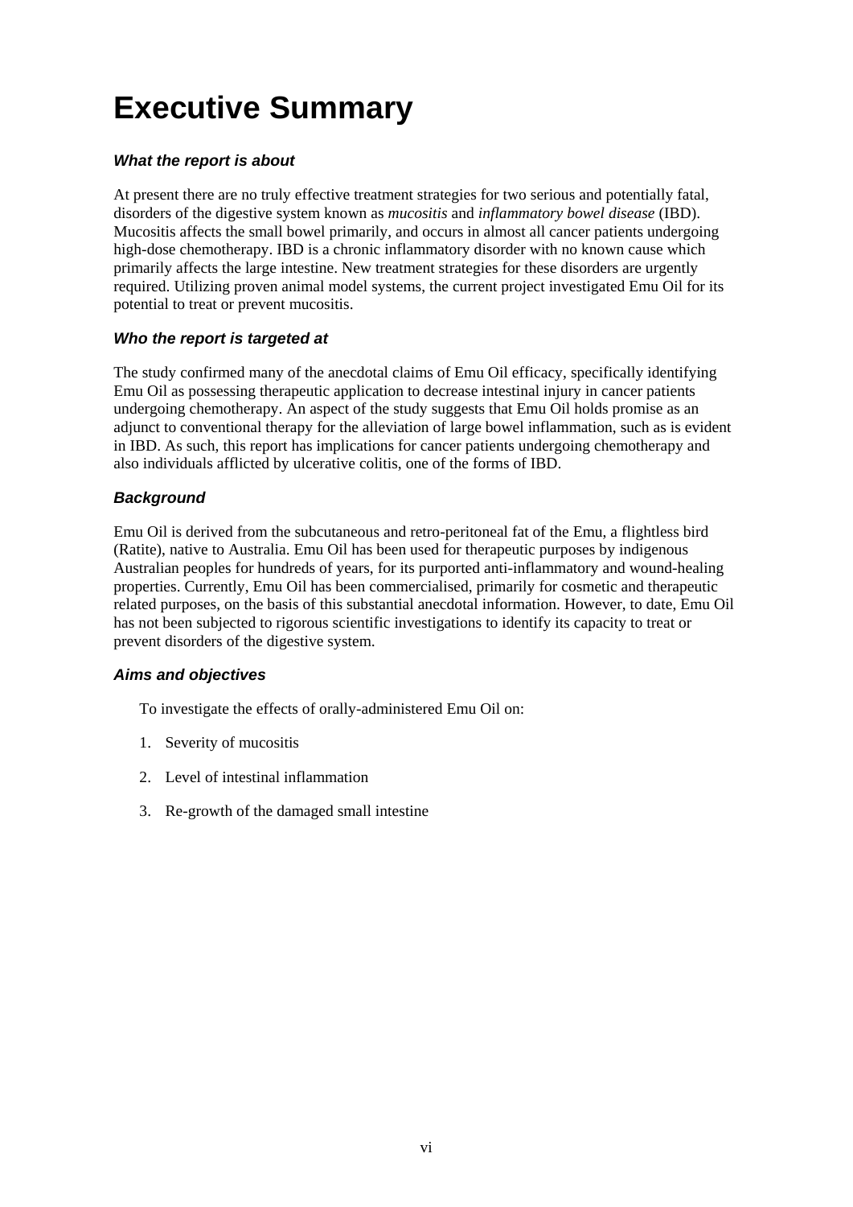# Executive Summary

### *What the report is about*

At present there are no truly effective treatment strategies for two serious and potentially fatal, disorders of the digestive system known as *mucositis* and *inflammatory bowel disease* (IBD). Mucositis affects the small bowel primarily, and occurs in almost all cancer patients undergoing high-dose chemotherapy. IBD is a chronic inflammatory disorder with no known cause which primarily affects the large intestine. New treatment strategies for these disorders are urgently required. Utilizing proven animal model systems, the current project investigated Emu Oil for its potential to treat or prevent mucositis.

### *Who the report is targeted at*

The study confirmed many of the anecdotal claims of Emu Oil efficacy, specifically identifying Emu Oil as possessing therapeutic application to decrease intestinal injury in cancer patients undergoing chemotherapy. An aspect of the study suggests that Emu Oil holds promise as an adjunct to conventional therapy for the alleviation of large bowel inflammation, such as is evident in IBD. As such, this report has implications for cancer patients undergoing chemotherapy and also individuals afflicted by ulcerative colitis, one of the forms of IBD.

### *Background*

Emu Oil is derived from the subcutaneous and retro-peritoneal fat of the Emu, a flightless bird (Ratite), native to Australia. Emu Oil has been used for therapeutic purposes by indigenous Australian peoples for hundreds of years, for its purported anti-inflammatory and wound-healing properties. Currently, Emu Oil has been commercialised, primarily for cosmetic and therapeutic related purposes, on the basis of this substantial anecdotal information. However, to date, Emu Oil has not been subjected to rigorous scientific investigations to identify its capacity to treat or prevent disorders of the digestive system.

### *Aims and objectives*

To investigate the effects of orally-administered Emu Oil on:

1. Severity of mucositis
2. Level of intestinal inflammation
3. Re-growth of the damaged small intestine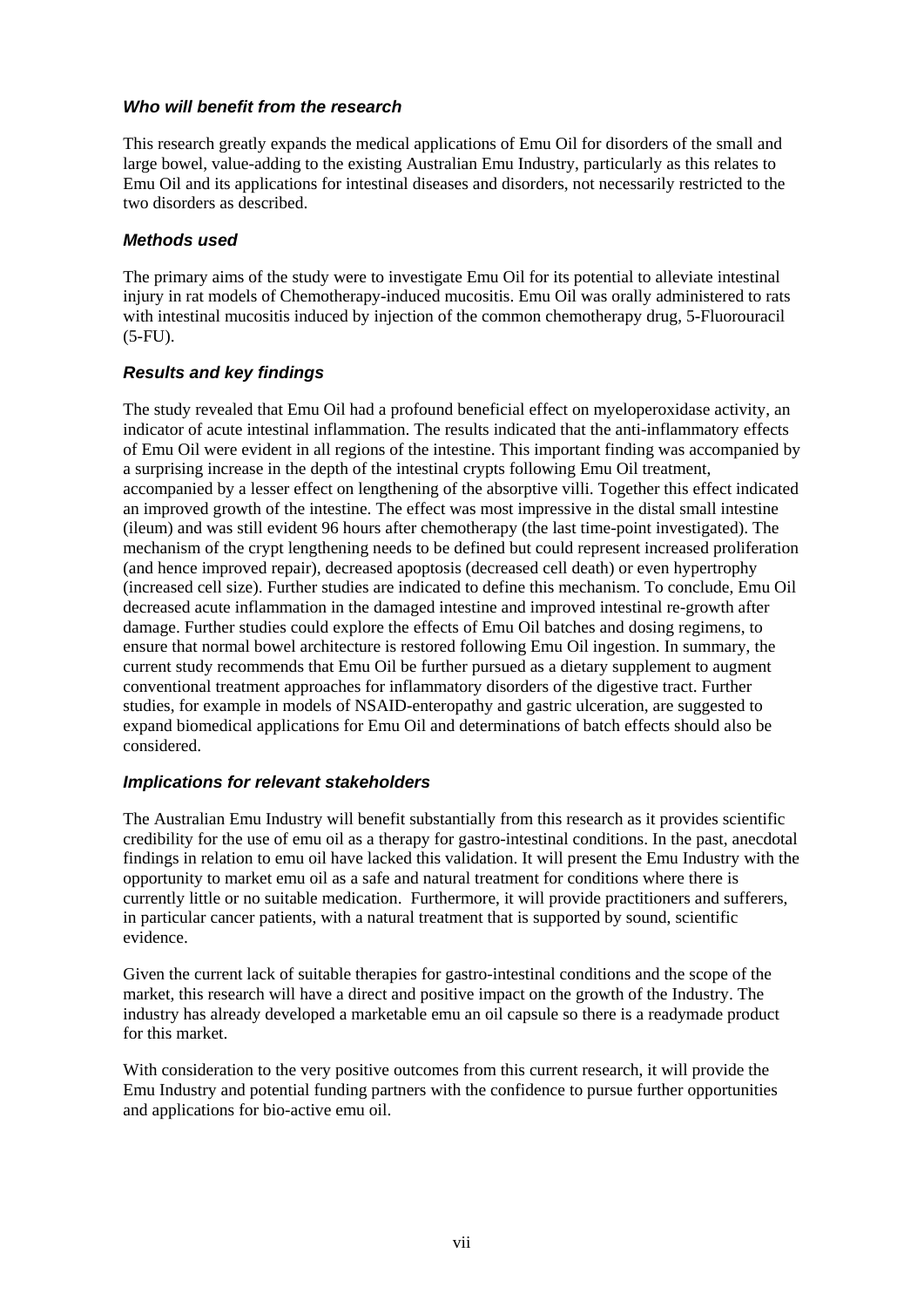### *Who will benefit from the research*

This research greatly expands the medical applications of Emu Oil for disorders of the small and large bowel, value-adding to the existing Australian Emu Industry, particularly as this relates to Emu Oil and its applications for intestinal diseases and disorders, not necessarily restricted to the two disorders as described.

### *Methods used*

The primary aims of the study were to investigate Emu Oil for its potential to alleviate intestinal injury in rat models of Chemotherapy-induced mucositis. Emu Oil was orally administered to rats with intestinal mucositis induced by injection of the common chemotherapy drug, 5-Fluorouracil (5-FU).

### *Results and key findings*

The study revealed that Emu Oil had a profound beneficial effect on myeloperoxidase activity, an indicator of acute intestinal inflammation. The results indicated that the anti-inflammatory effects of Emu Oil were evident in all regions of the intestine. This important finding was accompanied by a surprising increase in the depth of the intestinal crypts following Emu Oil treatment, accompanied by a lesser effect on lengthening of the absorptive villi. Together this effect indicated an improved growth of the intestine. The effect was most impressive in the distal small intestine (ileum) and was still evident 96 hours after chemotherapy (the last time-point investigated). The mechanism of the crypt lengthening needs to be defined but could represent increased proliferation (and hence improved repair), decreased apoptosis (decreased cell death) or even hypertrophy (increased cell size). Further studies are indicated to define this mechanism. To conclude, Emu Oil decreased acute inflammation in the damaged intestine and improved intestinal re-growth after damage. Further studies could explore the effects of Emu Oil batches and dosing regimens, to ensure that normal bowel architecture is restored following Emu Oil ingestion. In summary, the current study recommends that Emu Oil be further pursued as a dietary supplement to augment conventional treatment approaches for inflammatory disorders of the digestive tract. Further studies, for example in models of NSAID-enteropathy and gastric ulceration, are suggested to expand biomedical applications for Emu Oil and determinations of batch effects should also be considered.

### *Implications for relevant stakeholders*

The Australian Emu Industry will benefit substantially from this research as it provides scientific credibility for the use of emu oil as a therapy for gastro-intestinal conditions. In the past, anecdotal findings in relation to emu oil have lacked this validation. It will present the Emu Industry with the opportunity to market emu oil as a safe and natural treatment for conditions where there is currently little or no suitable medication. Furthermore, it will provide practitioners and sufferers, in particular cancer patients, with a natural treatment that is supported by sound, scientific evidence.

Given the current lack of suitable therapies for gastro-intestinal conditions and the scope of the market, this research will have a direct and positive impact on the growth of the Industry. The industry has already developed a marketable emu an oil capsule so there is a readymade product for this market.

With consideration to the very positive outcomes from this current research, it will provide the Emu Industry and potential funding partners with the confidence to pursue further opportunities and applications for bio-active emu oil.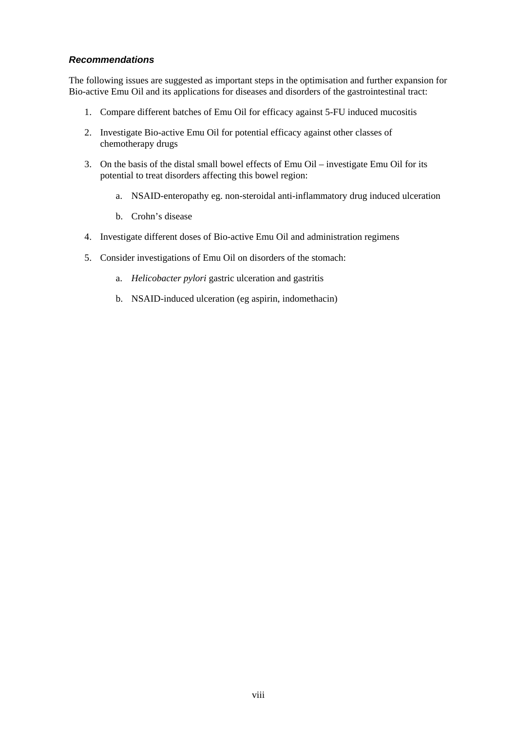### ***Recommendations***

The following issues are suggested as important steps in the optimisation and further expansion for Bio-active Emu Oil and its applications for diseases and disorders of the gastrointestinal tract:

1. Compare different batches of Emu Oil for efficacy against 5-FU induced mucositis
2. Investigate Bio-active Emu Oil for potential efficacy against other classes of chemotherapy drugs
3. On the basis of the distal small bowel effects of Emu Oil – investigate Emu Oil for its potential to treat disorders affecting this bowel region:
    a. NSAID-enteropathy eg. non-steroidal anti-inflammatory drug induced ulceration
    b. Crohn's disease
4. Investigate different doses of Bio-active Emu Oil and administration regimens
5. Consider investigations of Emu Oil on disorders of the stomach:
    a. *Helicobacter pylori* gastric ulceration and gastritis
    b. NSAID-induced ulceration (eg aspirin, indomethacin)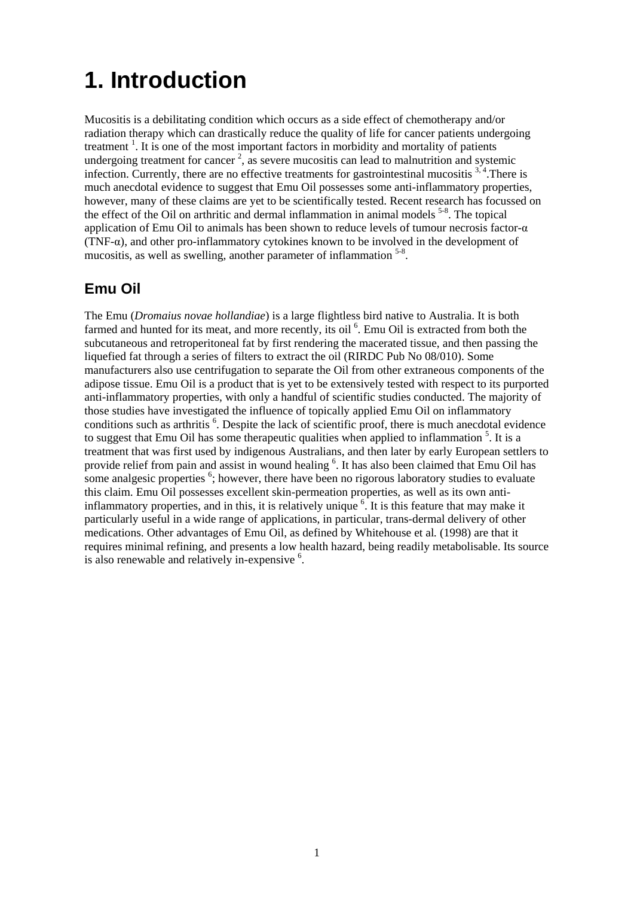# 1. Introduction

Mucositis is a debilitating condition which occurs as a side effect of chemotherapy and/or radiation therapy which can drastically reduce the quality of life for cancer patients undergoing treatment [1]. It is one of the most important factors in morbidity and mortality of patients undergoing treatment for cancer [2], as severe mucositis can lead to malnutrition and systemic infection. Currently, there are no effective treatments for gastrointestinal mucositis [3, 4].There is much anecdotal evidence to suggest that Emu Oil possesses some anti-inflammatory properties, however, many of these claims are yet to be scientifically tested. Recent research has focussed on the effect of the Oil on arthritic and dermal inflammation in animal models [5-8]. The topical application of Emu Oil to animals has been shown to reduce levels of tumour necrosis factor-α (TNF-α), and other pro-inflammatory cytokines known to be involved in the development of mucositis, as well as swelling, another parameter of inflammation [5-8].

## Emu Oil

The Emu (*Dromaius novae hollandiae*) is a large flightless bird native to Australia. It is both farmed and hunted for its meat, and more recently, its oil [6]. Emu Oil is extracted from both the subcutaneous and retroperitoneal fat by first rendering the macerated tissue, and then passing the liquefied fat through a series of filters to extract the oil (RIRDC Pub No 08/010). Some manufacturers also use centrifugation to separate the Oil from other extraneous components of the adipose tissue. Emu Oil is a product that is yet to be extensively tested with respect to its purported anti-inflammatory properties, with only a handful of scientific studies conducted. The majority of those studies have investigated the influence of topically applied Emu Oil on inflammatory conditions such as arthritis [6]. Despite the lack of scientific proof, there is much anecdotal evidence to suggest that Emu Oil has some therapeutic qualities when applied to inflammation [5]. It is a treatment that was first used by indigenous Australians, and then later by early European settlers to provide relief from pain and assist in wound healing [6]. It has also been claimed that Emu Oil has some analgesic properties [6]; however, there have been no rigorous laboratory studies to evaluate this claim. Emu Oil possesses excellent skin-permeation properties, as well as its own anti-inflammatory properties, and in this, it is relatively unique [6]. It is this feature that may make it particularly useful in a wide range of applications, in particular, trans-dermal delivery of other medications. Other advantages of Emu Oil, as defined by Whitehouse et al. (1998) are that it requires minimal refining, and presents a low health hazard, being readily metabolisable. Its source is also renewable and relatively in-expensive [6].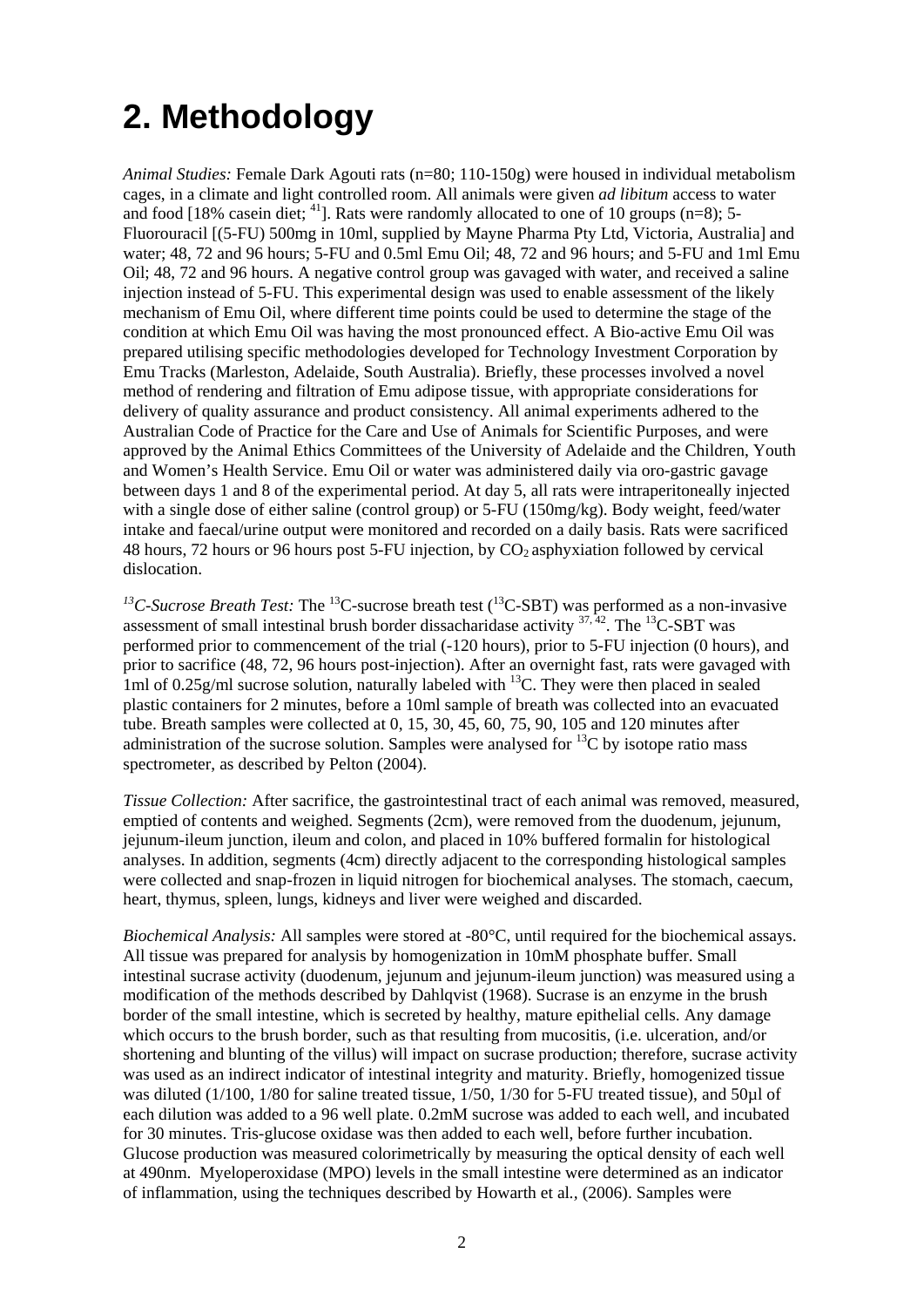# 2. Methodology

*Animal Studies:* Female Dark Agouti rats (n=80; 110-150g) were housed in individual metabolism cages, in a climate and light controlled room. All animals were given *ad libitum* access to water and food [18% casein diet; [41]]. Rats were randomly allocated to one of 10 groups (n=8); 5-Fluorouracil [(5-FU) 500mg in 10ml, supplied by Mayne Pharma Pty Ltd, Victoria, Australia] and water; 48, 72 and 96 hours; 5-FU and 0.5ml Emu Oil; 48, 72 and 96 hours; and 5-FU and 1ml Emu Oil; 48, 72 and 96 hours. A negative control group was gavaged with water, and received a saline injection instead of 5-FU. This experimental design was used to enable assessment of the likely mechanism of Emu Oil, where different time points could be used to determine the stage of the condition at which Emu Oil was having the most pronounced effect. A Bio-active Emu Oil was prepared utilising specific methodologies developed for Technology Investment Corporation by Emu Tracks (Marleston, Adelaide, South Australia). Briefly, these processes involved a novel method of rendering and filtration of Emu adipose tissue, with appropriate considerations for delivery of quality assurance and product consistency. All animal experiments adhered to the Australian Code of Practice for the Care and Use of Animals for Scientific Purposes, and were approved by the Animal Ethics Committees of the University of Adelaide and the Children, Youth and Women's Health Service. Emu Oil or water was administered daily via oro-gastric gavage between days 1 and 8 of the experimental period. At day 5, all rats were intraperitoneally injected with a single dose of either saline (control group) or 5-FU (150mg/kg). Body weight, feed/water intake and faecal/urine output were monitored and recorded on a daily basis. Rats were sacrificed 48 hours, 72 hours or 96 hours post 5-FU injection, by $CO_2$ asphyxiation followed by cervical dislocation.

*$^{13}$C-Sucrose Breath Test:* The $^{13}$C-sucrose breath test ($^{13}$C-SBT) was performed as a non-invasive assessment of small intestinal brush border dissacharidase activity [37, 42]. The $^{13}$C-SBT was performed prior to commencement of the trial (-120 hours), prior to 5-FU injection (0 hours), and prior to sacrifice (48, 72, 96 hours post-injection). After an overnight fast, rats were gavaged with 1ml of 0.25g/ml sucrose solution, naturally labeled with $^{13}$C. They were then placed in sealed plastic containers for 2 minutes, before a 10ml sample of breath was collected into an evacuated tube. Breath samples were collected at 0, 15, 30, 45, 60, 75, 90, 105 and 120 minutes after administration of the sucrose solution. Samples were analysed for $^{13}$C by isotope ratio mass spectrometer, as described by Pelton (2004).

*Tissue Collection:* After sacrifice, the gastrointestinal tract of each animal was removed, measured, emptied of contents and weighed. Segments (2cm), were removed from the duodenum, jejunum, jejunum-ileum junction, ileum and colon, and placed in 10% buffered formalin for histological analyses. In addition, segments (4cm) directly adjacent to the corresponding histological samples were collected and snap-frozen in liquid nitrogen for biochemical analyses. The stomach, caecum, heart, thymus, spleen, lungs, kidneys and liver were weighed and discarded.

*Biochemical Analysis:* All samples were stored at -80°C, until required for the biochemical assays. All tissue was prepared for analysis by homogenization in 10mM phosphate buffer. Small intestinal sucrase activity (duodenum, jejunum and jejunum-ileum junction) was measured using a modification of the methods described by Dahlqvist (1968). Sucrase is an enzyme in the brush border of the small intestine, which is secreted by healthy, mature epithelial cells. Any damage which occurs to the brush border, such as that resulting from mucositis, (i.e. ulceration, and/or shortening and blunting of the villus) will impact on sucrase production; therefore, sucrase activity was used as an indirect indicator of intestinal integrity and maturity. Briefly, homogenized tissue was diluted (1/100, 1/80 for saline treated tissue, 1/50, 1/30 for 5-FU treated tissue), and 50µl of each dilution was added to a 96 well plate. 0.2mM sucrose was added to each well, and incubated for 30 minutes. Tris-glucose oxidase was then added to each well, before further incubation. Glucose production was measured colorimetrically by measuring the optical density of each well at 490nm. Myeloperoxidase (MPO) levels in the small intestine were determined as an indicator of inflammation, using the techniques described by Howarth et al., (2006). Samples were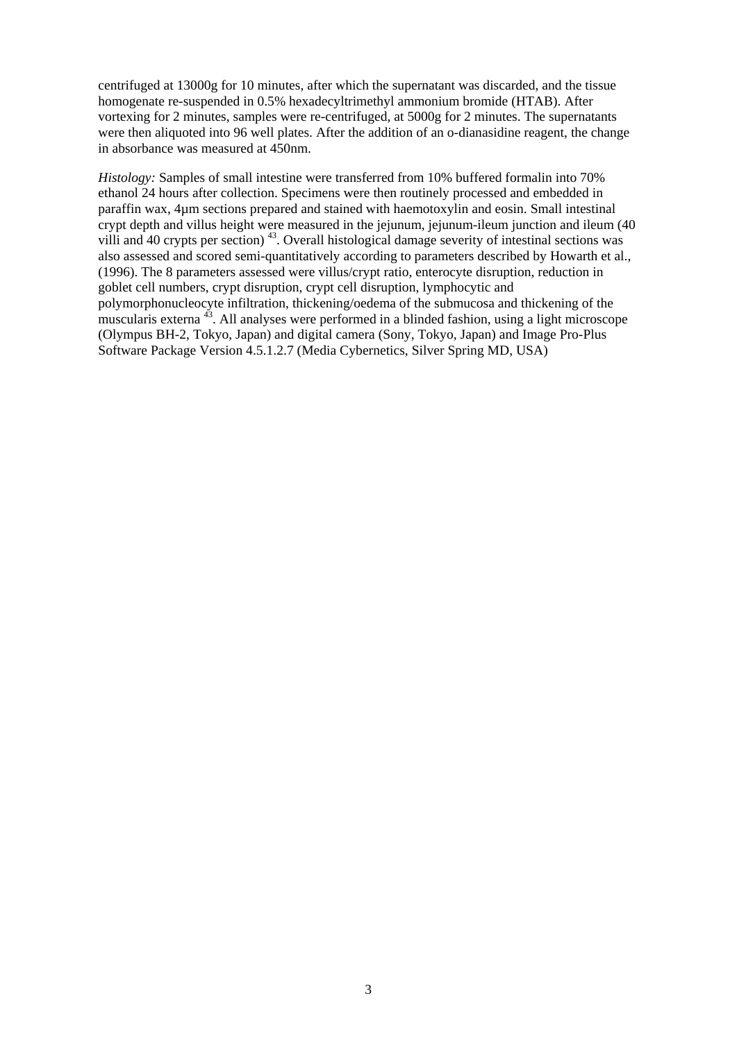centrifuged at 13000g for 10 minutes, after which the supernatant was discarded, and the tissue homogenate re-suspended in 0.5% hexadecyltrimethyl ammonium bromide (HTAB). After vortexing for 2 minutes, samples were re-centrifuged, at 5000g for 2 minutes. The supernatants were then aliquoted into 96 well plates. After the addition of an o-dianasidine reagent, the change in absorbance was measured at 450nm.

*Histology:* Samples of small intestine were transferred from 10% buffered formalin into 70% ethanol 24 hours after collection. Specimens were then routinely processed and embedded in paraffin wax, 4μm sections prepared and stained with haemotoxylin and eosin. Small intestinal crypt depth and villus height were measured in the jejunum, jejunum-ileum junction and ileum (40 villi and 40 crypts per section) [43]. Overall histological damage severity of intestinal sections was also assessed and scored semi-quantitatively according to parameters described by Howarth et al., (1996). The 8 parameters assessed were villus/crypt ratio, enterocyte disruption, reduction in goblet cell numbers, crypt disruption, crypt cell disruption, lymphocytic and polymorphonucleocyte infiltration, thickening/oedema of the submucosa and thickening of the muscularis externa [43]. All analyses were performed in a blinded fashion, using a light microscope (Olympus BH-2, Tokyo, Japan) and digital camera (Sony, Tokyo, Japan) and Image Pro-Plus Software Package Version 4.5.1.2.7 (Media Cybernetics, Silver Spring MD, USA)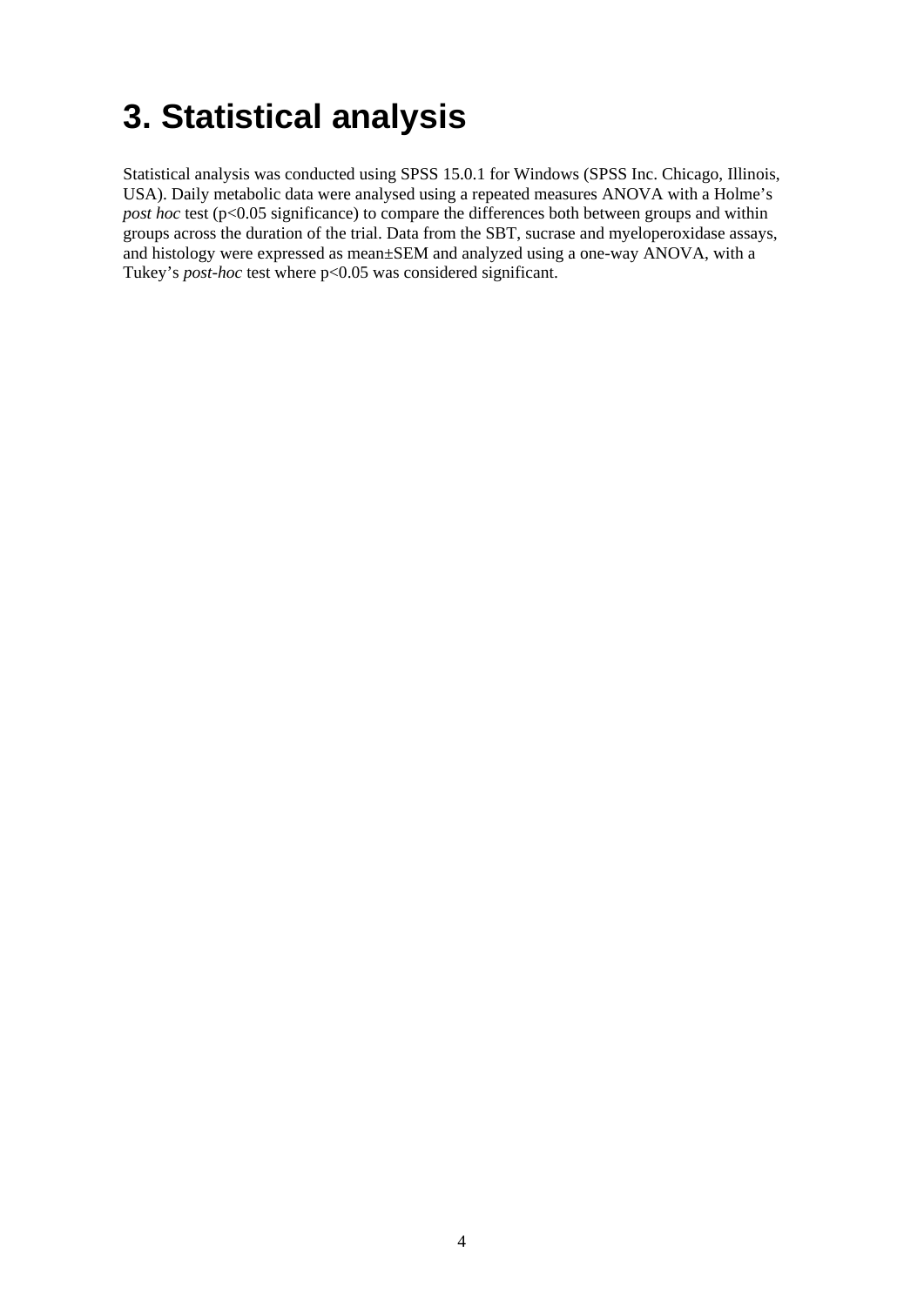# 3. Statistical analysis

Statistical analysis was conducted using SPSS 15.0.1 for Windows (SPSS Inc. Chicago, Illinois, USA). Daily metabolic data were analysed using a repeated measures ANOVA with a Holme's *post hoc* test ($p<0.05$ significance) to compare the differences both between groups and within groups across the duration of the trial. Data from the SBT, sucrase and myeloperoxidase assays, and histology were expressed as mean±SEM and analyzed using a one-way ANOVA, with a Tukey's *post-hoc* test where $p<0.05$ was considered significant.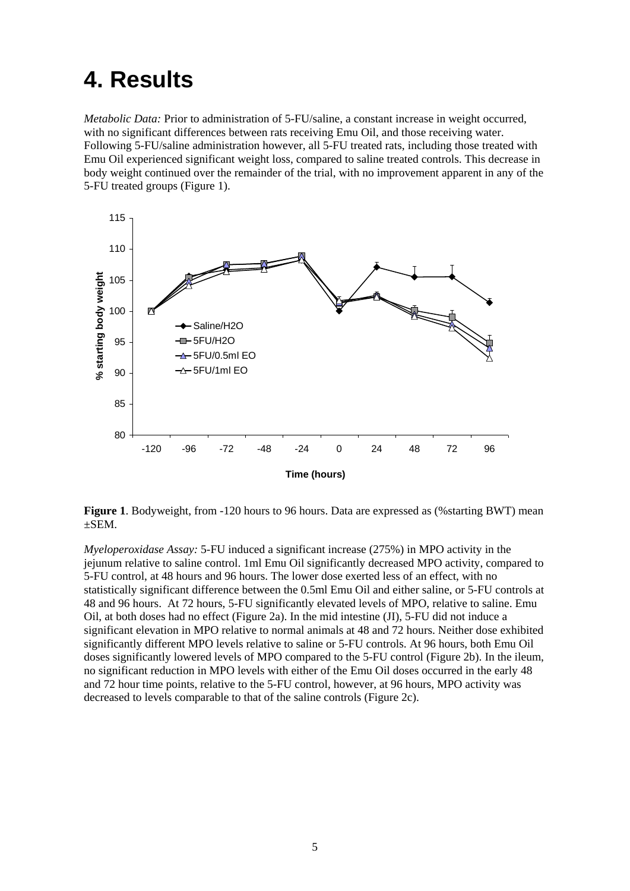# 4. Results

*Metabolic Data:* Prior to administration of 5-FU/saline, a constant increase in weight occurred, with no significant differences between rats receiving Emu Oil, and those receiving water. Following 5-FU/saline administration however, all 5-FU treated rats, including those treated with Emu Oil experienced significant weight loss, compared to saline treated controls. This decrease in body weight continued over the remainder of the trial, with no improvement apparent in any of the 5-FU treated groups (Figure 1).

**Figure 1**. Bodyweight, from -120 hours to 96 hours. Data are expressed as (%starting BWT) mean ±SEM.

*Myeloperoxidase Assay:* 5-FU induced a significant increase (275%) in MPO activity in the jejunum relative to saline control. 1ml Emu Oil significantly decreased MPO activity, compared to 5-FU control, at 48 hours and 96 hours. The lower dose exerted less of an effect, with no statistically significant difference between the 0.5ml Emu Oil and either saline, or 5-FU controls at 48 and 96 hours. At 72 hours, 5-FU significantly elevated levels of MPO, relative to saline. Emu Oil, at both doses had no effect (Figure 2a). In the mid intestine (JI), 5-FU did not induce a significant elevation in MPO relative to normal animals at 48 and 72 hours. Neither dose exhibited significantly different MPO levels relative to saline or 5-FU controls. At 96 hours, both Emu Oil doses significantly lowered levels of MPO compared to the 5-FU control (Figure 2b). In the ileum, no significant reduction in MPO levels with either of the Emu Oil doses occurred in the early 48 and 72 hour time points, relative to the 5-FU control, however, at 96 hours, MPO activity was decreased to levels comparable to that of the saline controls (Figure 2c).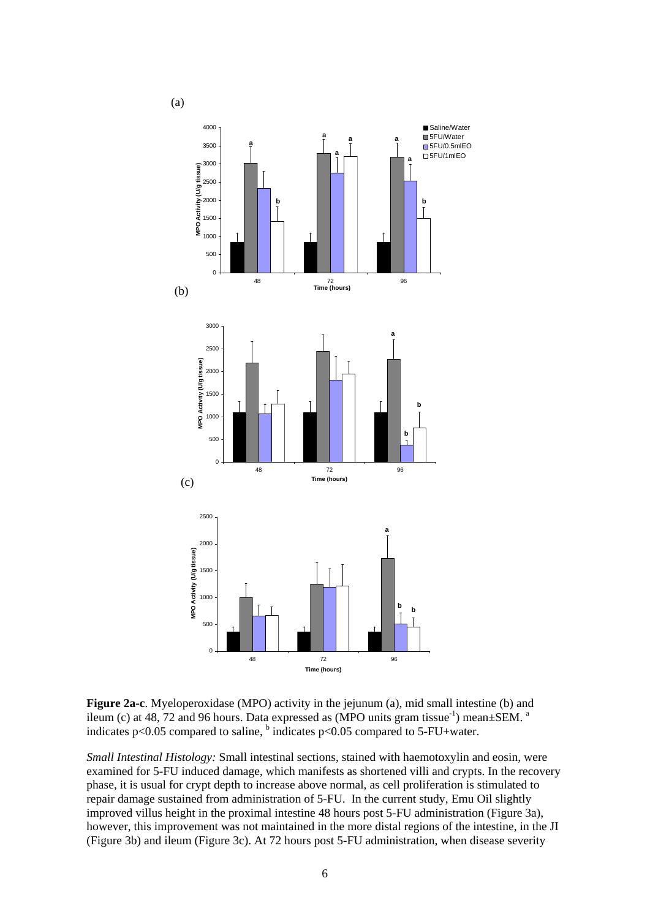(a)

(b)

(c)

**Figure 2a-c**. Myeloperoxidase (MPO) activity in the jejunum (a), mid small intestine (b) and ileum (c) at 48, 72 and 96 hours. Data expressed as (MPO units gram tissue$^{-1}$) mean±SEM. [a] indicates p<0.05 compared to saline, [b] indicates p<0.05 compared to 5-FU+water.

*Small Intestinal Histology:* Small intestinal sections, stained with haemotoxylin and eosin, were examined for 5-FU induced damage, which manifests as shortened villi and crypts. In the recovery phase, it is usual for crypt depth to increase above normal, as cell proliferation is stimulated to repair damage sustained from administration of 5-FU. In the current study, Emu Oil slightly improved villus height in the proximal intestine 48 hours post 5-FU administration (Figure 3a), however, this improvement was not maintained in the more distal regions of the intestine, in the JI (Figure 3b) and ileum (Figure 3c). At 72 hours post 5-FU administration, when disease severity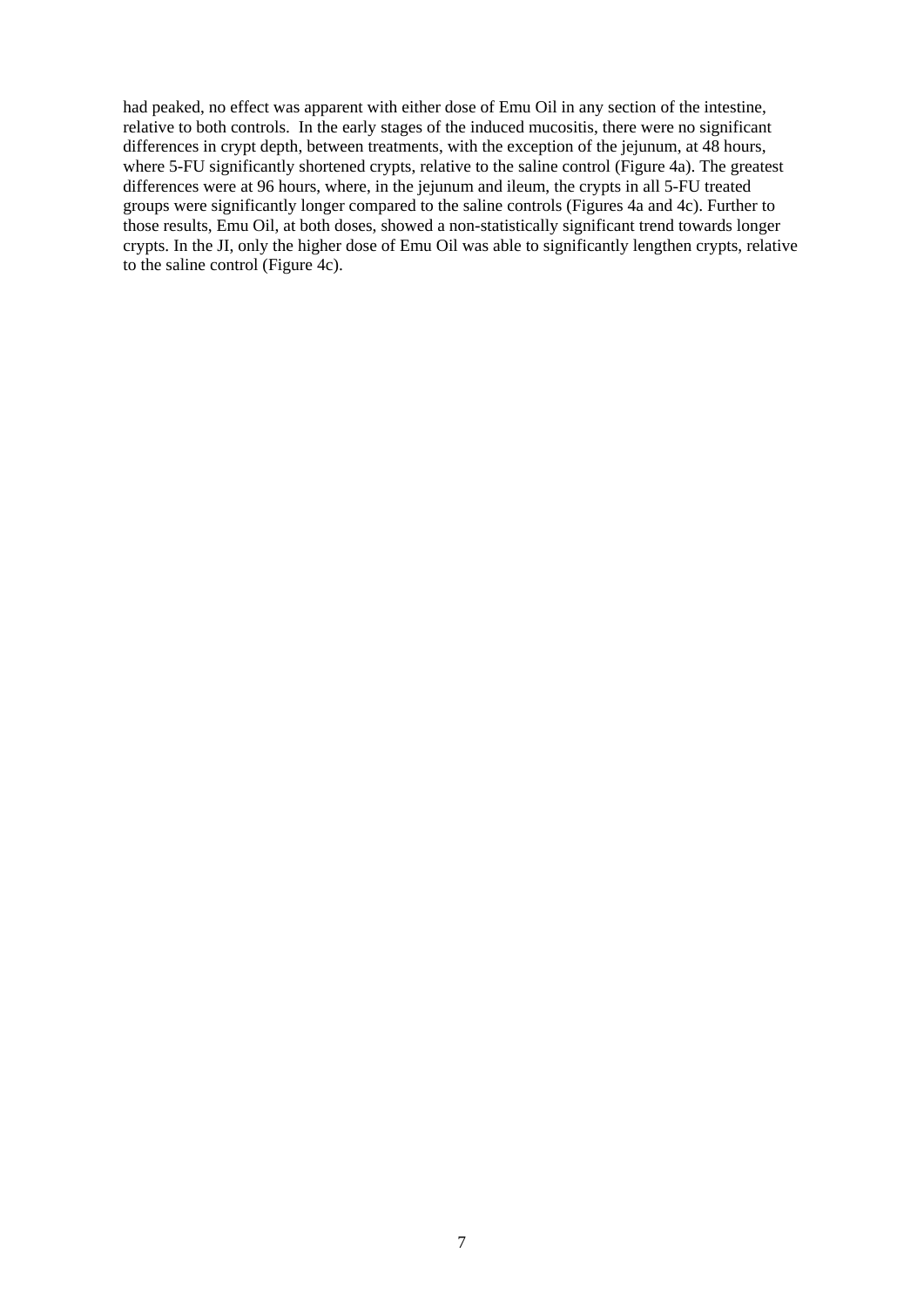had peaked, no effect was apparent with either dose of Emu Oil in any section of the intestine, relative to both controls. In the early stages of the induced mucositis, there were no significant differences in crypt depth, between treatments, with the exception of the jejunum, at 48 hours, where 5-FU significantly shortened crypts, relative to the saline control (Figure 4a). The greatest differences were at 96 hours, where, in the jejunum and ileum, the crypts in all 5-FU treated groups were significantly longer compared to the saline controls (Figures 4a and 4c). Further to those results, Emu Oil, at both doses, showed a non-statistically significant trend towards longer crypts. In the JI, only the higher dose of Emu Oil was able to significantly lengthen crypts, relative to the saline control (Figure 4c).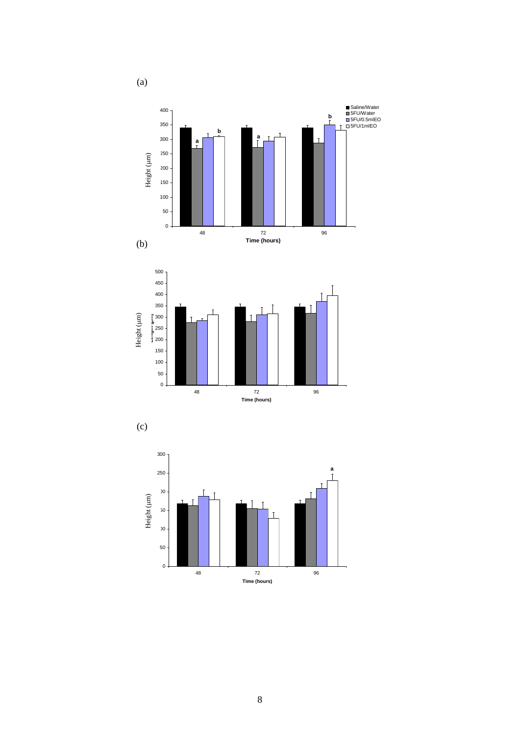(a)

(b)

(c)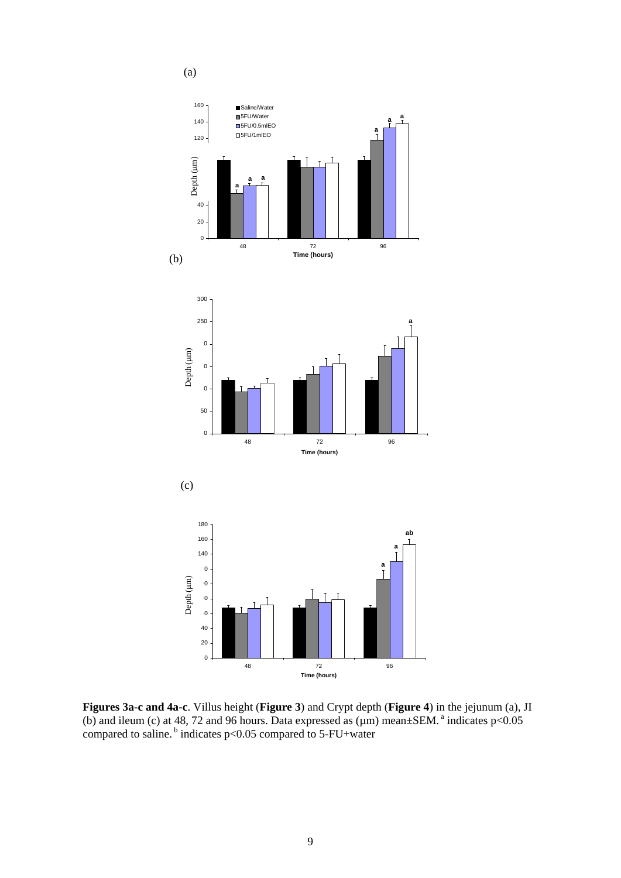(a)

(b)

(c)

**Figures 3a-c and 4a-c**. Villus height (**Figure 3**) and Crypt depth (**Figure 4**) in the jejunum (a), JI (b) and ileum (c) at 48, 72 and 96 hours. Data expressed as (µm) mean±SEM. [a] indicates $p<0.05$ compared to saline. [b] indicates $p<0.05$ compared to 5-FU+water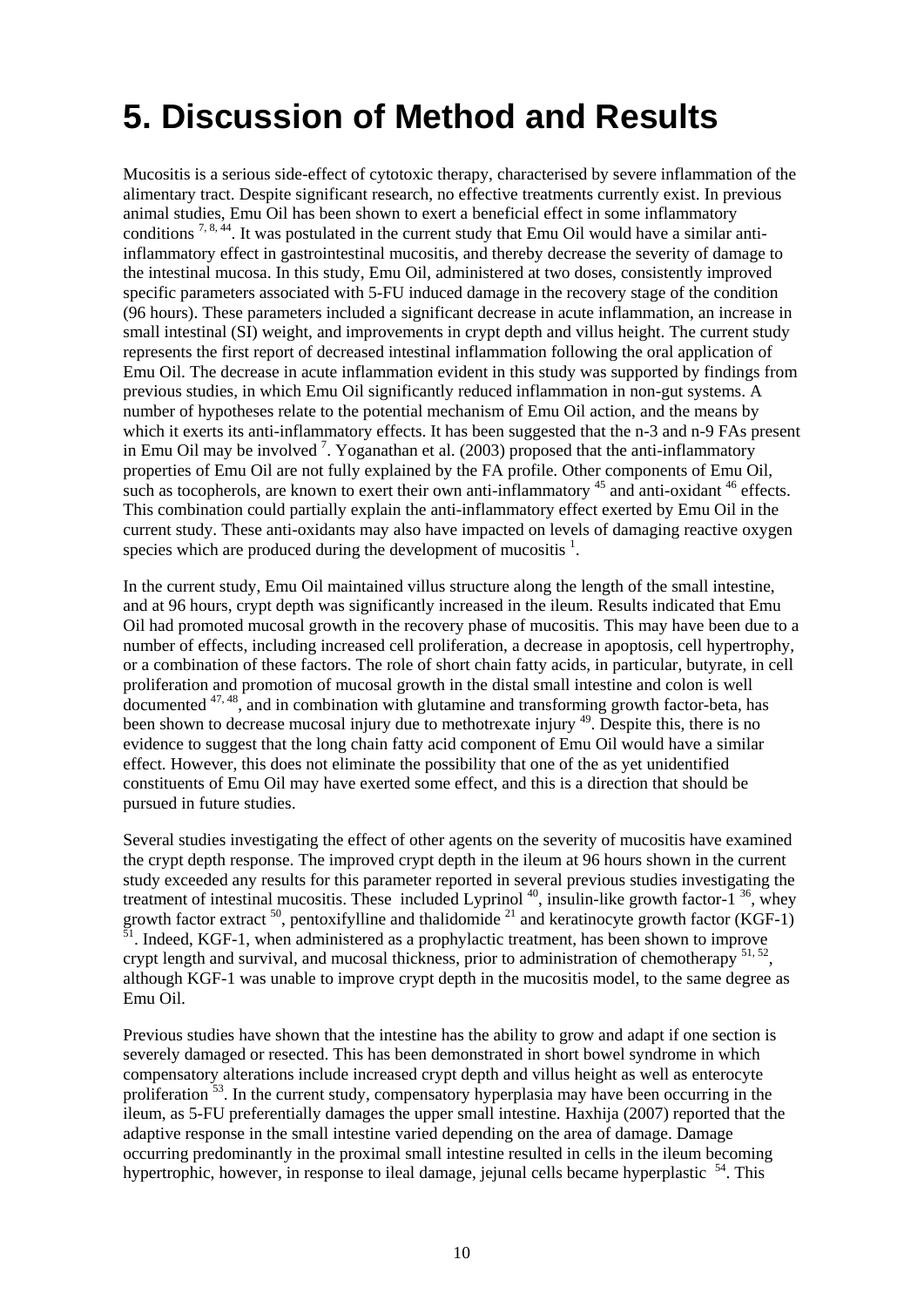# 5. Discussion of Method and Results

Mucositis is a serious side-effect of cytotoxic therapy, characterised by severe inflammation of the alimentary tract. Despite significant research, no effective treatments currently exist. In previous animal studies, Emu Oil has been shown to exert a beneficial effect in some inflammatory conditions [7, 8, 44]. It was postulated in the current study that Emu Oil would have a similar anti-inflammatory effect in gastrointestinal mucositis, and thereby decrease the severity of damage to the intestinal mucosa. In this study, Emu Oil, administered at two doses, consistently improved specific parameters associated with 5-FU induced damage in the recovery stage of the condition (96 hours). These parameters included a significant decrease in acute inflammation, an increase in small intestinal (SI) weight, and improvements in crypt depth and villus height. The current study represents the first report of decreased intestinal inflammation following the oral application of Emu Oil. The decrease in acute inflammation evident in this study was supported by findings from previous studies, in which Emu Oil significantly reduced inflammation in non-gut systems. A number of hypotheses relate to the potential mechanism of Emu Oil action, and the means by which it exerts its anti-inflammatory effects. It has been suggested that the n-3 and n-9 FAs present in Emu Oil may be involved [7]. Yoganathan et al. (2003) proposed that the anti-inflammatory properties of Emu Oil are not fully explained by the FA profile. Other components of Emu Oil, such as tocopherols, are known to exert their own anti-inflammatory [45] and anti-oxidant [46] effects. This combination could partially explain the anti-inflammatory effect exerted by Emu Oil in the current study. These anti-oxidants may also have impacted on levels of damaging reactive oxygen species which are produced during the development of mucositis [1].

In the current study, Emu Oil maintained villus structure along the length of the small intestine, and at 96 hours, crypt depth was significantly increased in the ileum. Results indicated that Emu Oil had promoted mucosal growth in the recovery phase of mucositis. This may have been due to a number of effects, including increased cell proliferation, a decrease in apoptosis, cell hypertrophy, or a combination of these factors. The role of short chain fatty acids, in particular, butyrate, in cell proliferation and promotion of mucosal growth in the distal small intestine and colon is well documented [47, 48], and in combination with glutamine and transforming growth factor-beta, has been shown to decrease mucosal injury due to methotrexate injury [49]. Despite this, there is no evidence to suggest that the long chain fatty acid component of Emu Oil would have a similar effect. However, this does not eliminate the possibility that one of the as yet unidentified constituents of Emu Oil may have exerted some effect, and this is a direction that should be pursued in future studies.

Several studies investigating the effect of other agents on the severity of mucositis have examined the crypt depth response. The improved crypt depth in the ileum at 96 hours shown in the current study exceeded any results for this parameter reported in several previous studies investigating the treatment of intestinal mucositis. These included Lyprinol [40], insulin-like growth factor-1 [36], whey growth factor extract [50], pentoxifylline and thalidomide [21] and keratinocyte growth factor (KGF-1) [51]. Indeed, KGF-1, when administered as a prophylactic treatment, has been shown to improve crypt length and survival, and mucosal thickness, prior to administration of chemotherapy [51, 52], although KGF-1 was unable to improve crypt depth in the mucositis model, to the same degree as Emu Oil.

Previous studies have shown that the intestine has the ability to grow and adapt if one section is severely damaged or resected. This has been demonstrated in short bowel syndrome in which compensatory alterations include increased crypt depth and villus height as well as enterocyte proliferation [53]. In the current study, compensatory hyperplasia may have been occurring in the ileum, as 5-FU preferentially damages the upper small intestine. Haxhija (2007) reported that the adaptive response in the small intestine varied depending on the area of damage. Damage occurring predominantly in the proximal small intestine resulted in cells in the ileum becoming hypertrophic, however, in response to ileal damage, jejunal cells became hyperplastic [54]. This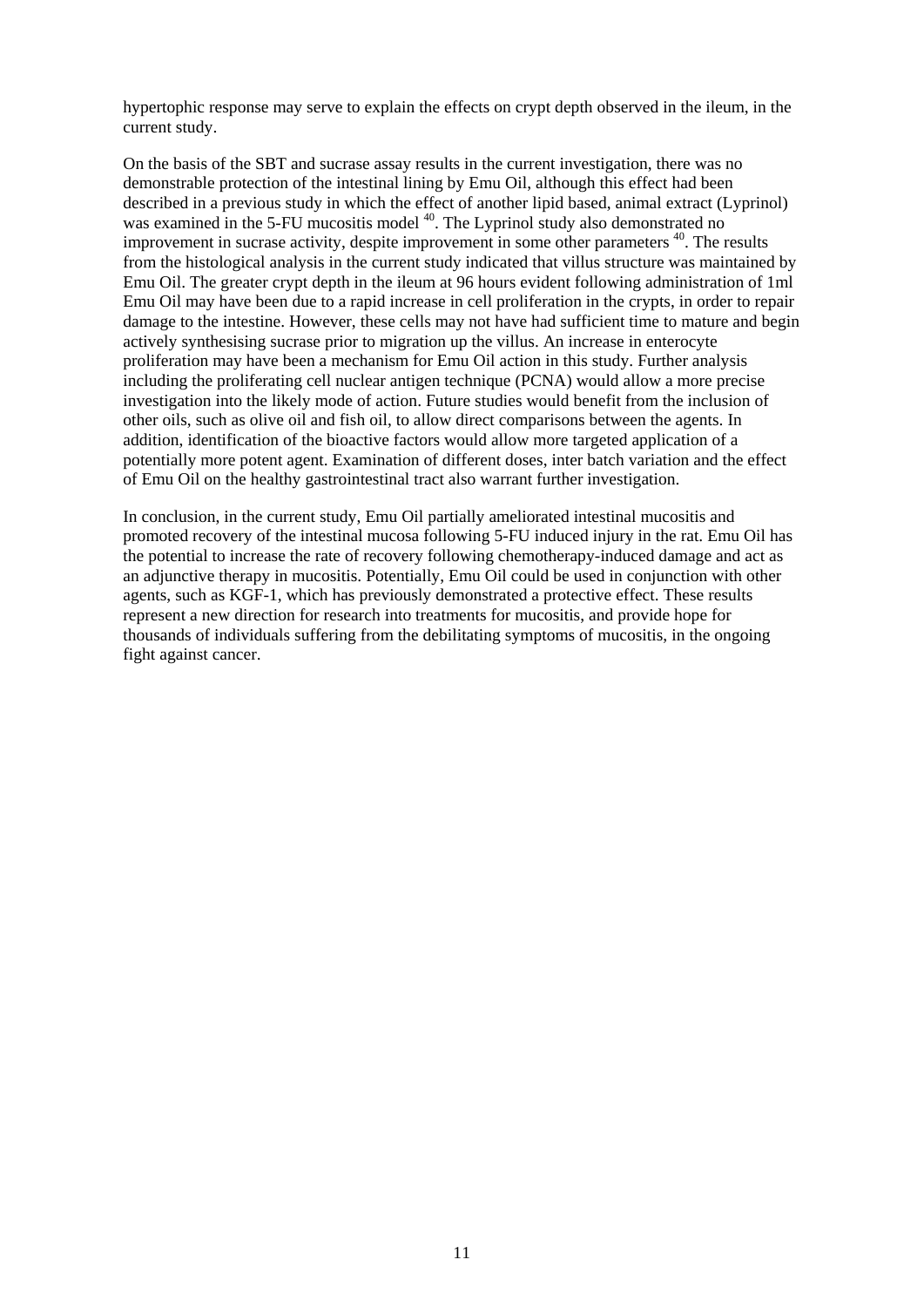hypertophic response may serve to explain the effects on crypt depth observed in the ileum, in the current study.

On the basis of the SBT and sucrase assay results in the current investigation, there was no demonstrable protection of the intestinal lining by Emu Oil, although this effect had been described in a previous study in which the effect of another lipid based, animal extract (Lyprinol) was examined in the 5-FU mucositis model [40]. The Lyprinol study also demonstrated no improvement in sucrase activity, despite improvement in some other parameters [40]. The results from the histological analysis in the current study indicated that villus structure was maintained by Emu Oil. The greater crypt depth in the ileum at 96 hours evident following administration of 1ml Emu Oil may have been due to a rapid increase in cell proliferation in the crypts, in order to repair damage to the intestine. However, these cells may not have had sufficient time to mature and begin actively synthesising sucrase prior to migration up the villus. An increase in enterocyte proliferation may have been a mechanism for Emu Oil action in this study. Further analysis including the proliferating cell nuclear antigen technique (PCNA) would allow a more precise investigation into the likely mode of action. Future studies would benefit from the inclusion of other oils, such as olive oil and fish oil, to allow direct comparisons between the agents. In addition, identification of the bioactive factors would allow more targeted application of a potentially more potent agent. Examination of different doses, inter batch variation and the effect of Emu Oil on the healthy gastrointestinal tract also warrant further investigation.

In conclusion, in the current study, Emu Oil partially ameliorated intestinal mucositis and promoted recovery of the intestinal mucosa following 5-FU induced injury in the rat. Emu Oil has the potential to increase the rate of recovery following chemotherapy-induced damage and act as an adjunctive therapy in mucositis. Potentially, Emu Oil could be used in conjunction with other agents, such as KGF-1, which has previously demonstrated a protective effect. These results represent a new direction for research into treatments for mucositis, and provide hope for thousands of individuals suffering from the debilitating symptoms of mucositis, in the ongoing fight against cancer.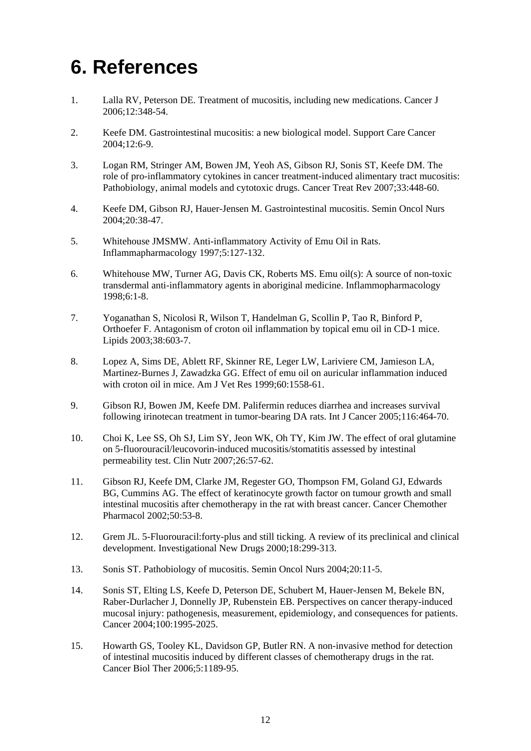# 6. References

1. Lalla RV, Peterson DE. Treatment of mucositis, including new medications. Cancer J 2006;12:348-54.

2. Keefe DM. Gastrointestinal mucositis: a new biological model. Support Care Cancer 2004;12:6-9.

3. Logan RM, Stringer AM, Bowen JM, Yeoh AS, Gibson RJ, Sonis ST, Keefe DM. The role of pro-inflammatory cytokines in cancer treatment-induced alimentary tract mucositis: Pathobiology, animal models and cytotoxic drugs. Cancer Treat Rev 2007;33:448-60.

4. Keefe DM, Gibson RJ, Hauer-Jensen M. Gastrointestinal mucositis. Semin Oncol Nurs 2004;20:38-47.

5. Whitehouse JMSMW. Anti-inflammatory Activity of Emu Oil in Rats. Inflammapharmacology 1997;5:127-132.

6. Whitehouse MW, Turner AG, Davis CK, Roberts MS. Emu oil(s): A source of non-toxic transdermal anti-inflammatory agents in aboriginal medicine. Inflammopharmacology 1998;6:1-8.

7. Yoganathan S, Nicolosi R, Wilson T, Handelman G, Scollin P, Tao R, Binford P, Orthoefer F. Antagonism of croton oil inflammation by topical emu oil in CD-1 mice. Lipids 2003;38:603-7.

8. Lopez A, Sims DE, Ablett RF, Skinner RE, Leger LW, Lariviere CM, Jamieson LA, Martinez-Burnes J, Zawadzka GG. Effect of emu oil on auricular inflammation induced with croton oil in mice. Am J Vet Res 1999;60:1558-61.

9. Gibson RJ, Bowen JM, Keefe DM. Palifermin reduces diarrhea and increases survival following irinotecan treatment in tumor-bearing DA rats. Int J Cancer 2005;116:464-70.

10. Choi K, Lee SS, Oh SJ, Lim SY, Jeon WK, Oh TY, Kim JW. The effect of oral glutamine on 5-fluorouracil/leucovorin-induced mucositis/stomatitis assessed by intestinal permeability test. Clin Nutr 2007;26:57-62.

11. Gibson RJ, Keefe DM, Clarke JM, Regester GO, Thompson FM, Goland GJ, Edwards BG, Cummins AG. The effect of keratinocyte growth factor on tumour growth and small intestinal mucositis after chemotherapy in the rat with breast cancer. Cancer Chemother Pharmacol 2002;50:53-8.

12. Grem JL. 5-Fluorouracil:forty-plus and still ticking. A review of its preclinical and clinical development. Investigational New Drugs 2000;18:299-313.

13. Sonis ST. Pathobiology of mucositis. Semin Oncol Nurs 2004;20:11-5.

14. Sonis ST, Elting LS, Keefe D, Peterson DE, Schubert M, Hauer-Jensen M, Bekele BN, Raber-Durlacher J, Donnelly JP, Rubenstein EB. Perspectives on cancer therapy-induced mucosal injury: pathogenesis, measurement, epidemiology, and consequences for patients. Cancer 2004;100:1995-2025.

15. Howarth GS, Tooley KL, Davidson GP, Butler RN. A non-invasive method for detection of intestinal mucositis induced by different classes of chemotherapy drugs in the rat. Cancer Biol Ther 2006;5:1189-95.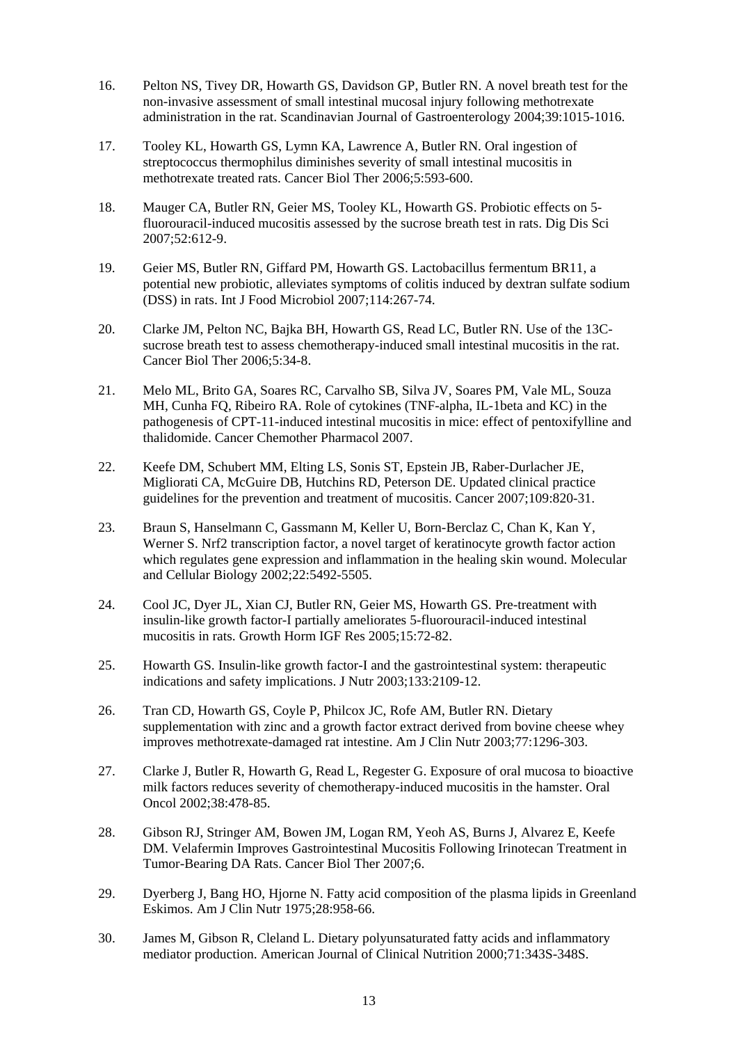16. Pelton NS, Tivey DR, Howarth GS, Davidson GP, Butler RN. A novel breath test for the non-invasive assessment of small intestinal mucosal injury following methotrexate administration in the rat. Scandinavian Journal of Gastroenterology 2004;39:1015-1016.

17. Tooley KL, Howarth GS, Lymn KA, Lawrence A, Butler RN. Oral ingestion of streptococcus thermophilus diminishes severity of small intestinal mucositis in methotrexate treated rats. Cancer Biol Ther 2006;5:593-600.

18. Mauger CA, Butler RN, Geier MS, Tooley KL, Howarth GS. Probiotic effects on 5-fluorouracil-induced mucositis assessed by the sucrose breath test in rats. Dig Dis Sci 2007;52:612-9.

19. Geier MS, Butler RN, Giffard PM, Howarth GS. Lactobacillus fermentum BR11, a potential new probiotic, alleviates symptoms of colitis induced by dextran sulfate sodium (DSS) in rats. Int J Food Microbiol 2007;114:267-74.

20. Clarke JM, Pelton NC, Bajka BH, Howarth GS, Read LC, Butler RN. Use of the 13C-sucrose breath test to assess chemotherapy-induced small intestinal mucositis in the rat. Cancer Biol Ther 2006;5:34-8.

21. Melo ML, Brito GA, Soares RC, Carvalho SB, Silva JV, Soares PM, Vale ML, Souza MH, Cunha FQ, Ribeiro RA. Role of cytokines (TNF-alpha, IL-1beta and KC) in the pathogenesis of CPT-11-induced intestinal mucositis in mice: effect of pentoxifylline and thalidomide. Cancer Chemother Pharmacol 2007.

22. Keefe DM, Schubert MM, Elting LS, Sonis ST, Epstein JB, Raber-Durlacher JE, Migliorati CA, McGuire DB, Hutchins RD, Peterson DE. Updated clinical practice guidelines for the prevention and treatment of mucositis. Cancer 2007;109:820-31.

23. Braun S, Hanselmann C, Gassmann M, Keller U, Born-Berclaz C, Chan K, Kan Y, Werner S. Nrf2 transcription factor, a novel target of keratinocyte growth factor action which regulates gene expression and inflammation in the healing skin wound. Molecular and Cellular Biology 2002;22:5492-5505.

24. Cool JC, Dyer JL, Xian CJ, Butler RN, Geier MS, Howarth GS. Pre-treatment with insulin-like growth factor-I partially ameliorates 5-fluorouracil-induced intestinal mucositis in rats. Growth Horm IGF Res 2005;15:72-82.

25. Howarth GS. Insulin-like growth factor-I and the gastrointestinal system: therapeutic indications and safety implications. J Nutr 2003;133:2109-12.

26. Tran CD, Howarth GS, Coyle P, Philcox JC, Rofe AM, Butler RN. Dietary supplementation with zinc and a growth factor extract derived from bovine cheese whey improves methotrexate-damaged rat intestine. Am J Clin Nutr 2003;77:1296-303.

27. Clarke J, Butler R, Howarth G, Read L, Regester G. Exposure of oral mucosa to bioactive milk factors reduces severity of chemotherapy-induced mucositis in the hamster. Oral Oncol 2002;38:478-85.

28. Gibson RJ, Stringer AM, Bowen JM, Logan RM, Yeoh AS, Burns J, Alvarez E, Keefe DM. Velafermin Improves Gastrointestinal Mucositis Following Irinotecan Treatment in Tumor-Bearing DA Rats. Cancer Biol Ther 2007;6.

29. Dyerberg J, Bang HO, Hjorne N. Fatty acid composition of the plasma lipids in Greenland Eskimos. Am J Clin Nutr 1975;28:958-66.

30. James M, Gibson R, Cleland L. Dietary polyunsaturated fatty acids and inflammatory mediator production. American Journal of Clinical Nutrition 2000;71:343S-348S.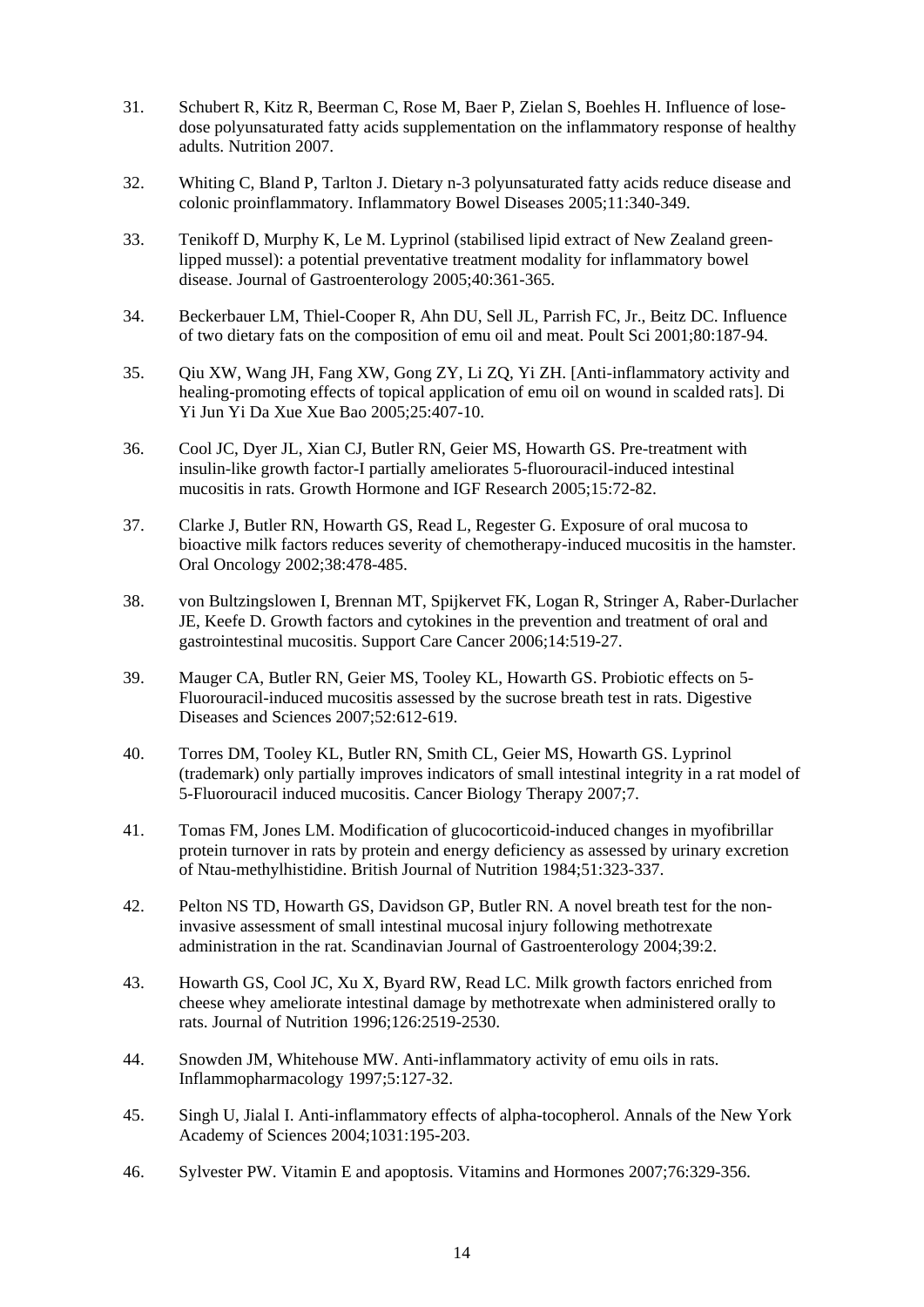31. Schubert R, Kitz R, Beerman C, Rose M, Baer P, Zielan S, Boehles H. Influence of lose-dose polyunsaturated fatty acids supplementation on the inflammatory response of healthy adults. Nutrition 2007.

32. Whiting C, Bland P, Tarlton J. Dietary n-3 polyunsaturated fatty acids reduce disease and colonic proinflammatory. Inflammatory Bowel Diseases 2005;11:340-349.

33. Tenikoff D, Murphy K, Le M. Lyprinol (stabilised lipid extract of New Zealand green-lipped mussel): a potential preventative treatment modality for inflammatory bowel disease. Journal of Gastroenterology 2005;40:361-365.

34. Beckerbauer LM, Thiel-Cooper R, Ahn DU, Sell JL, Parrish FC, Jr., Beitz DC. Influence of two dietary fats on the composition of emu oil and meat. Poult Sci 2001;80:187-94.

35. Qiu XW, Wang JH, Fang XW, Gong ZY, Li ZQ, Yi ZH. [Anti-inflammatory activity and healing-promoting effects of topical application of emu oil on wound in scalded rats]. Di Yi Jun Yi Da Xue Xue Bao 2005;25:407-10.

36. Cool JC, Dyer JL, Xian CJ, Butler RN, Geier MS, Howarth GS. Pre-treatment with insulin-like growth factor-I partially ameliorates 5-fluorouracil-induced intestinal mucositis in rats. Growth Hormone and IGF Research 2005;15:72-82.

37. Clarke J, Butler RN, Howarth GS, Read L, Regester G. Exposure of oral mucosa to bioactive milk factors reduces severity of chemotherapy-induced mucositis in the hamster. Oral Oncology 2002;38:478-485.

38. von Bultzingslowen I, Brennan MT, Spijkervet FK, Logan R, Stringer A, Raber-Durlacher JE, Keefe D. Growth factors and cytokines in the prevention and treatment of oral and gastrointestinal mucositis. Support Care Cancer 2006;14:519-27.

39. Mauger CA, Butler RN, Geier MS, Tooley KL, Howarth GS. Probiotic effects on 5-Fluorouracil-induced mucositis assessed by the sucrose breath test in rats. Digestive Diseases and Sciences 2007;52:612-619.

40. Torres DM, Tooley KL, Butler RN, Smith CL, Geier MS, Howarth GS. Lyprinol (trademark) only partially improves indicators of small intestinal integrity in a rat model of 5-Fluorouracil induced mucositis. Cancer Biology Therapy 2007;7.

41. Tomas FM, Jones LM. Modification of glucocorticoid-induced changes in myofibrillar protein turnover in rats by protein and energy deficiency as assessed by urinary excretion of Ntau-methylhistidine. British Journal of Nutrition 1984;51:323-337.

42. Pelton NS TD, Howarth GS, Davidson GP, Butler RN. A novel breath test for the non-invasive assessment of small intestinal mucosal injury following methotrexate administration in the rat. Scandinavian Journal of Gastroenterology 2004;39:2.

43. Howarth GS, Cool JC, Xu X, Byard RW, Read LC. Milk growth factors enriched from cheese whey ameliorate intestinal damage by methotrexate when administered orally to rats. Journal of Nutrition 1996;126:2519-2530.

44. Snowden JM, Whitehouse MW. Anti-inflammatory activity of emu oils in rats. Inflammopharmacology 1997;5:127-32.

45. Singh U, Jialal I. Anti-inflammatory effects of alpha-tocopherol. Annals of the New York Academy of Sciences 2004;1031:195-203.

46. Sylvester PW. Vitamin E and apoptosis. Vitamins and Hormones 2007;76:329-356.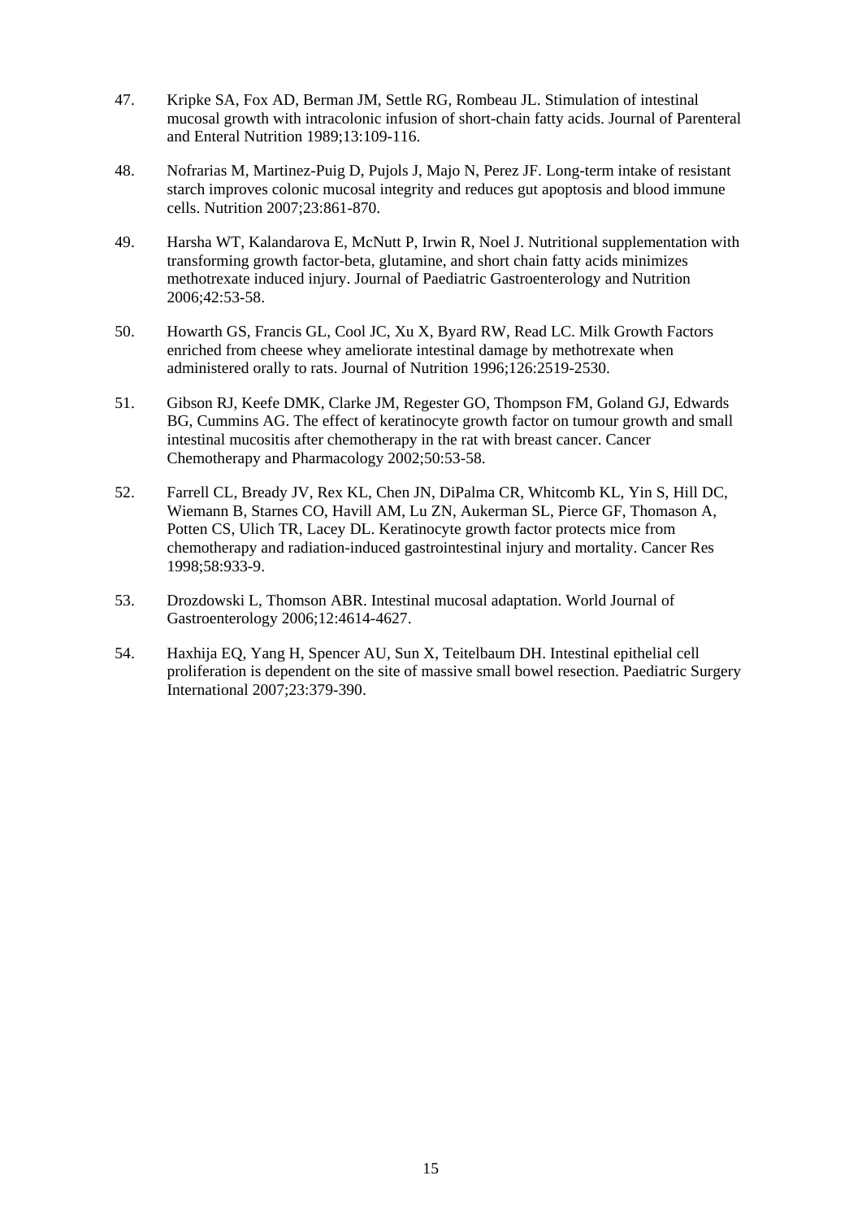47. Kripke SA, Fox AD, Berman JM, Settle RG, Rombeau JL. Stimulation of intestinal mucosal growth with intracolonic infusion of short-chain fatty acids. Journal of Parenteral and Enteral Nutrition 1989;13:109-116.

48. Nofrarias M, Martinez-Puig D, Pujols J, Majo N, Perez JF. Long-term intake of resistant starch improves colonic mucosal integrity and reduces gut apoptosis and blood immune cells. Nutrition 2007;23:861-870.

49. Harsha WT, Kalandarova E, McNutt P, Irwin R, Noel J. Nutritional supplementation with transforming growth factor-beta, glutamine, and short chain fatty acids minimizes methotrexate induced injury. Journal of Paediatric Gastroenterology and Nutrition 2006;42:53-58.

50. Howarth GS, Francis GL, Cool JC, Xu X, Byard RW, Read LC. Milk Growth Factors enriched from cheese whey ameliorate intestinal damage by methotrexate when administered orally to rats. Journal of Nutrition 1996;126:2519-2530.

51. Gibson RJ, Keefe DMK, Clarke JM, Regester GO, Thompson FM, Goland GJ, Edwards BG, Cummins AG. The effect of keratinocyte growth factor on tumour growth and small intestinal mucositis after chemotherapy in the rat with breast cancer. Cancer Chemotherapy and Pharmacology 2002;50:53-58.

52. Farrell CL, Bready JV, Rex KL, Chen JN, DiPalma CR, Whitcomb KL, Yin S, Hill DC, Wiemann B, Starnes CO, Havill AM, Lu ZN, Aukerman SL, Pierce GF, Thomason A, Potten CS, Ulich TR, Lacey DL. Keratinocyte growth factor protects mice from chemotherapy and radiation-induced gastrointestinal injury and mortality. Cancer Res 1998;58:933-9.

53. Drozdowski L, Thomson ABR. Intestinal mucosal adaptation. World Journal of Gastroenterology 2006;12:4614-4627.

54. Haxhija EQ, Yang H, Spencer AU, Sun X, Teitelbaum DH. Intestinal epithelial cell proliferation is dependent on the site of massive small bowel resection. Paediatric Surgery International 2007;23:379-390.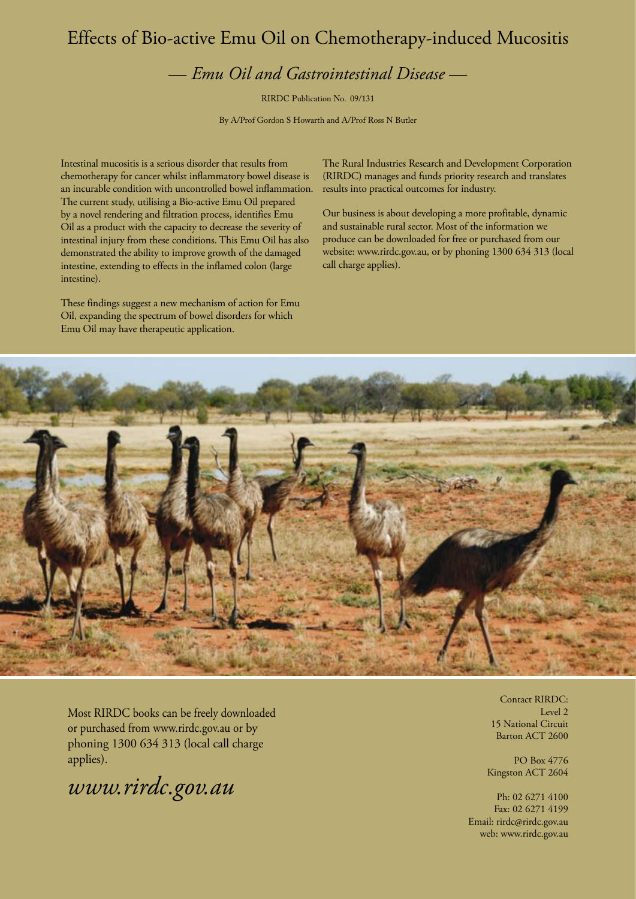# Effects of Bio-active Emu Oil on Chemotherapy-induced Mucositis

## *— Emu Oil and Gastrointestinal Disease —*

RIRDC Publication No. 09/131

By A/Prof Gordon S Howarth and A/Prof Ross N Butler

Intestinal mucositis is a serious disorder that results from chemotherapy for cancer whilst inflammatory bowel disease is an incurable condition with uncontrolled bowel inflammation. The current study, utilising a Bio-active Emu Oil prepared by a novel rendering and filtration process, identifies Emu Oil as a product with the capacity to decrease the severity of intestinal injury from these conditions. This Emu Oil has also demonstrated the ability to improve growth of the damaged intestine, extending to effects in the inflamed colon (large intestine).

These findings suggest a new mechanism of action for Emu Oil, expanding the spectrum of bowel disorders for which Emu Oil may have therapeutic application.

The Rural Industries Research and Development Corporation (RIRDC) manages and funds priority research and translates results into practical outcomes for industry.

Our business is about developing a more profitable, dynamic and sustainable rural sector. Most of the information we produce can be downloaded for free or purchased from our website: www.rirdc.gov.au, or by phoning 1300 634 313 (local call charge applies).

Most RIRDC books can be freely downloaded or purchased from www.rirdc.gov.au or by phoning 1300 634 313 (local call charge applies).

*www.rirdc.gov.au*

Contact RIRDC:
Level 2
15 National Circuit
Barton ACT 2600

PO Box 4776
Kingston ACT 2604

Ph: 02 6271 4100
Fax: 02 6271 4199
Email: rirdc@rirdc.gov.au
web: www.rirdc.gov.au